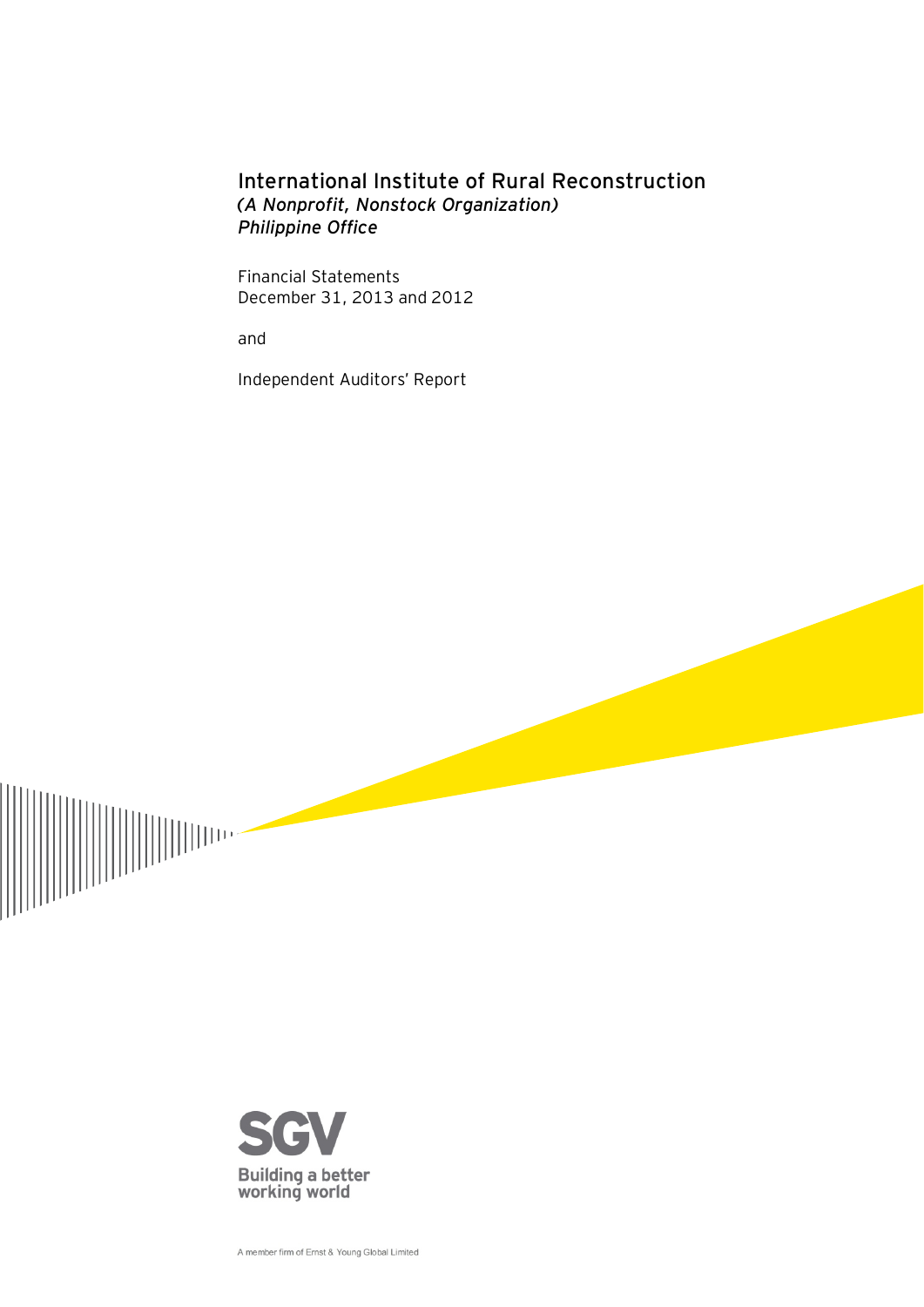# International Institute of Rural Reconstruction

*(A Nonprofit, Nonstock Organization)*
*Philippine Office*

Financial Statements
December 31, 2013 and 2012

and

Independent Auditors' Report

SGV

Building a better working world

A member firm of Ernst & Young Global Limited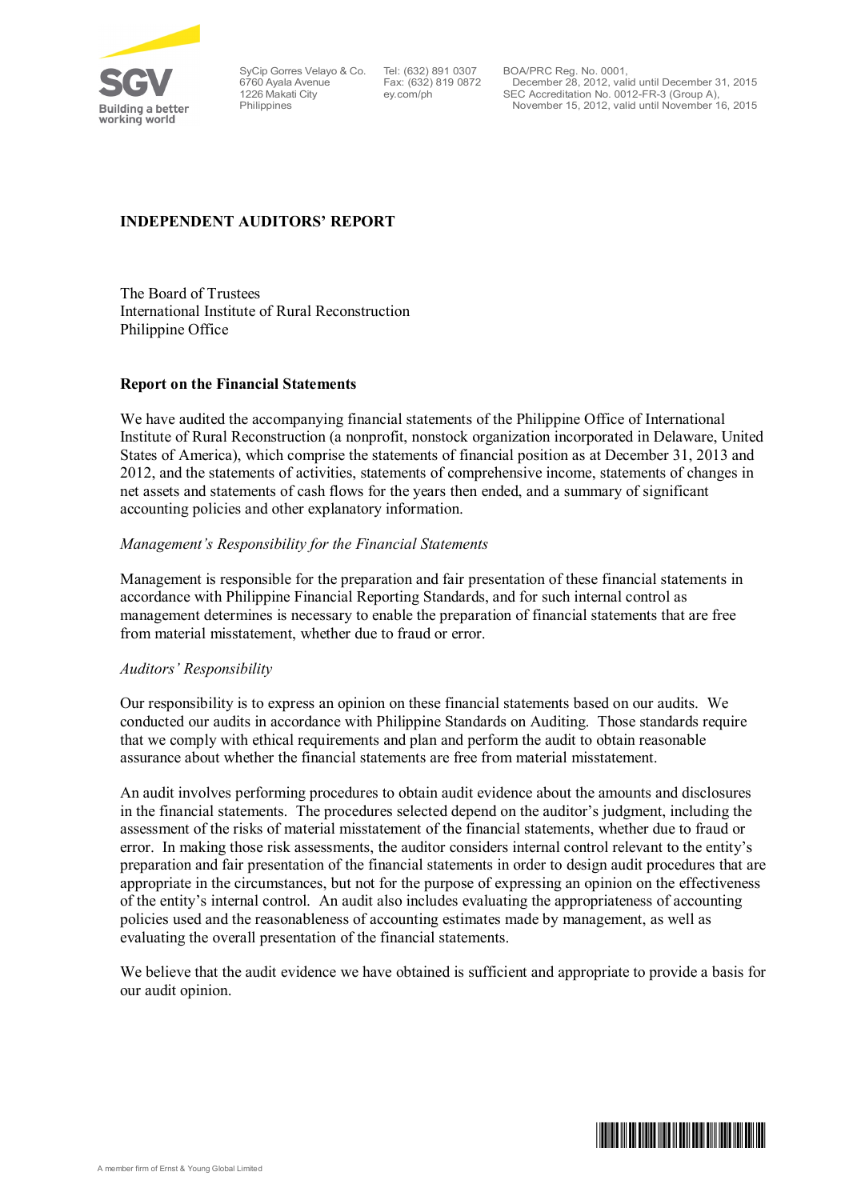SyCip Gorres Velayo & Co.
6760 Ayala Avenue
1226 Makati City
Philippines

Tel: (632) 891 0307
Fax: (632) 819 0872
ey.com/ph

BOA/PRC Reg. No. 0001,
December 28, 2012, valid until December 31, 2015
SEC Accreditation No. 0012-FR-3 (Group A),
November 15, 2012, valid until November 16, 2015

## INDEPENDENT AUDITORS' REPORT

The Board of Trustees
International Institute of Rural Reconstruction
Philippine Office

### Report on the Financial Statements

We have audited the accompanying financial statements of the Philippine Office of International Institute of Rural Reconstruction (a nonprofit, nonstock organization incorporated in Delaware, United States of America), which comprise the statements of financial position as at December 31, 2013 and 2012, and the statements of activities, statements of comprehensive income, statements of changes in net assets and statements of cash flows for the years then ended, and a summary of significant accounting policies and other explanatory information.

*Management's Responsibility for the Financial Statements*

Management is responsible for the preparation and fair presentation of these financial statements in accordance with Philippine Financial Reporting Standards, and for such internal control as management determines is necessary to enable the preparation of financial statements that are free from material misstatement, whether due to fraud or error.

*Auditors' Responsibility*

Our responsibility is to express an opinion on these financial statements based on our audits. We conducted our audits in accordance with Philippine Standards on Auditing. Those standards require that we comply with ethical requirements and plan and perform the audit to obtain reasonable assurance about whether the financial statements are free from material misstatement.

An audit involves performing procedures to obtain audit evidence about the amounts and disclosures in the financial statements. The procedures selected depend on the auditor's judgment, including the assessment of the risks of material misstatement of the financial statements, whether due to fraud or error. In making those risk assessments, the auditor considers internal control relevant to the entity's preparation and fair presentation of the financial statements in order to design audit procedures that are appropriate in the circumstances, but not for the purpose of expressing an opinion on the effectiveness of the entity's internal control. An audit also includes evaluating the appropriateness of accounting policies used and the reasonableness of accounting estimates made by management, as well as evaluating the overall presentation of the financial statements.

We believe that the audit evidence we have obtained is sufficient and appropriate to provide a basis for our audit opinion.

A member firm of Ernst & Young Global Limited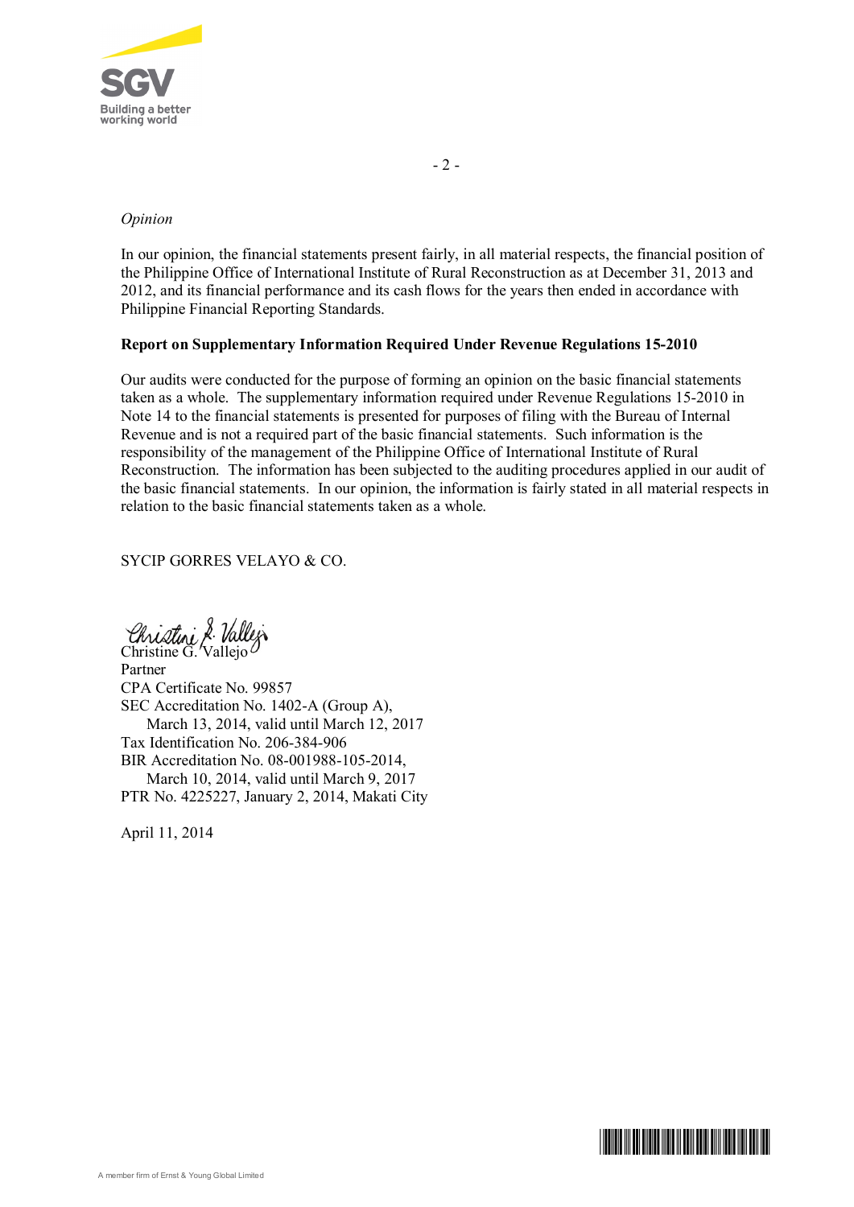*Opinion*

In our opinion, the financial statements present fairly, in all material respects, the financial position of the Philippine Office of International Institute of Rural Reconstruction as at December 31, 2013 and 2012, and its financial performance and its cash flows for the years then ended in accordance with Philippine Financial Reporting Standards.

**Report on Supplementary Information Required Under Revenue Regulations 15-2010**

Our audits were conducted for the purpose of forming an opinion on the basic financial statements taken as a whole. The supplementary information required under Revenue Regulations 15-2010 in Note 14 to the financial statements is presented for purposes of filing with the Bureau of Internal Revenue and is not a required part of the basic financial statements. Such information is the responsibility of the management of the Philippine Office of International Institute of Rural Reconstruction. The information has been subjected to the auditing procedures applied in our audit of the basic financial statements. In our opinion, the information is fairly stated in all material respects in relation to the basic financial statements taken as a whole.

SYCIP GORRES VELAYO & CO.

Christine G. Vallejo
Partner
CPA Certificate No. 99857
SEC Accreditation No. 1402-A (Group A),
March 13, 2014, valid until March 12, 2017
Tax Identification No. 206-384-906
BIR Accreditation No. 08-001988-105-2014,
March 10, 2014, valid until March 9, 2017
PTR No. 4225227, January 2, 2014, Makati City

April 11, 2014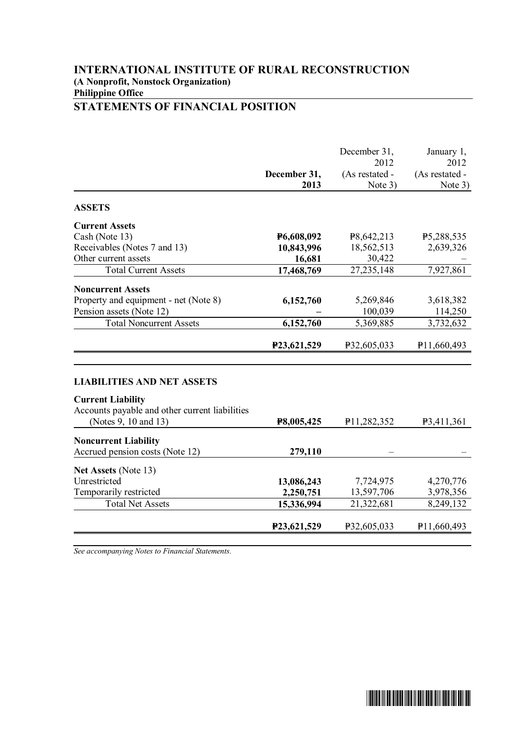# INTERNATIONAL INSTITUTE OF RURAL RECONSTRUCTION

**(A Nonprofit, Nonstock Organization)**

**Philippine Office**

## STATEMENTS OF FINANCIAL POSITION

| | **December 31, 2013** | December 31, 2012 (As restated - Note 3) | January 1, 2012 (As restated - Note 3) |
|---|---|---|---|
| **ASSETS** | | | |
| **Current Assets** | | | |
| Cash (Note 13) | **₱6,608,092** | ₱8,642,213 | ₱5,288,535 |
| Receivables (Notes 7 and 13) | **10,843,996** | 18,562,513 | 2,639,326 |
| Other current assets | **16,681** | 30,422 | – |
| Total Current Assets | **17,468,769** | 27,235,148 | 7,927,861 |
| **Noncurrent Assets** | | | |
| Property and equipment - net (Note 8) | **6,152,760** | 5,269,846 | 3,618,382 |
| Pension assets (Note 12) | **–** | 100,039 | 114,250 |
| Total Noncurrent Assets | **6,152,760** | 5,369,885 | 3,732,632 |
| | **₱23,621,529** | ₱32,605,033 | ₱11,660,493 |
| **LIABILITIES AND NET ASSETS** | | | |
| **Current Liability** | | | |
| Accounts payable and other current liabilities (Notes 9, 10 and 13) | **₱8,005,425** | ₱11,282,352 | ₱3,411,361 |
| **Noncurrent Liability** | | | |
| Accrued pension costs (Note 12) | **279,110** | – | – |
| **Net Assets** (Note 13) | | | |
| Unrestricted | **13,086,243** | 7,724,975 | 4,270,776 |
| Temporarily restricted | **2,250,751** | 13,597,706 | 3,978,356 |
| Total Net Assets | **15,336,994** | 21,322,681 | 8,249,132 |
| | **₱23,621,529** | ₱32,605,033 | ₱11,660,493 |

*See accompanying Notes to Financial Statements.*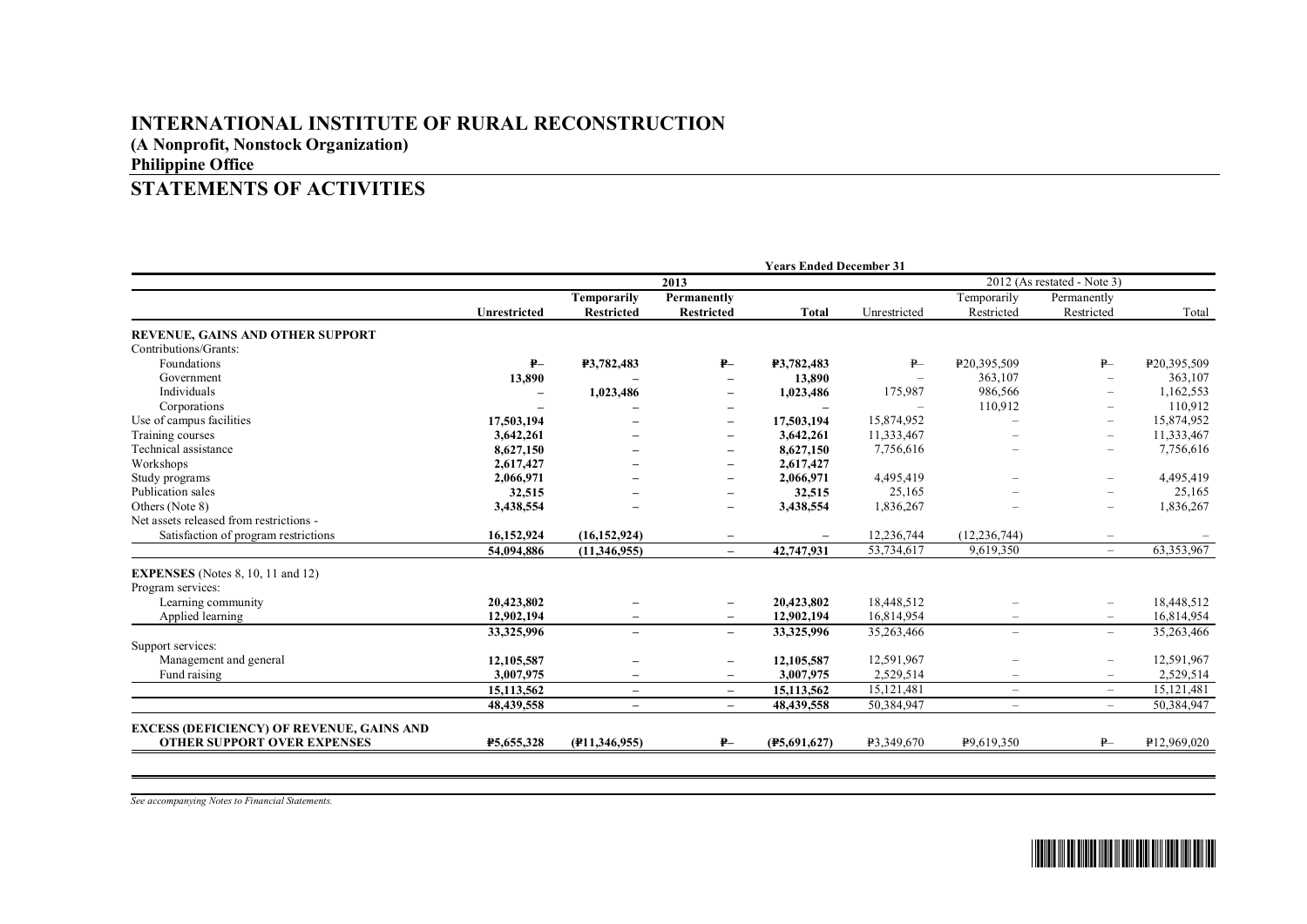# INTERNATIONAL INSTITUTE OF RURAL RECONSTRUCTION

**(A Nonprofit, Nonstock Organization)**

**Philippine Office**

## STATEMENTS OF ACTIVITIES

| | Years Ended December 31 | | | | | | | |
|---|---|---|---|---|---|---|---|---|
| | 2013 | | | | 2012 (As restated - Note 3) | | | |
| | **Unrestricted** | **Temporarily Restricted** | **Permanently Restricted** | **Total** | Unrestricted | Temporarily Restricted | Permanently Restricted | Total |
| **REVENUE, GAINS AND OTHER SUPPORT** | | | | | | | | |
| Contributions/Grants: | | | | | | | | |
| Foundations | **₱–** | **₱3,782,483** | **₱–** | **₱3,782,483** | ₱– | ₱20,395,509 | ₱– | ₱20,395,509 |
| Government | **13,890** | **–** | **–** | **13,890** | – | 363,107 | – | 363,107 |
| Individuals | **–** | **1,023,486** | **–** | **1,023,486** | 175,987 | 986,566 | – | 1,162,553 |
| Corporations | **–** | **–** | **–** | **–** | – | 110,912 | – | 110,912 |
| Use of campus facilities | **17,503,194** | **–** | **–** | **17,503,194** | 15,874,952 | – | – | 15,874,952 |
| Training courses | **3,642,261** | **–** | **–** | **3,642,261** | 11,333,467 | – | – | 11,333,467 |
| Technical assistance | **8,627,150** | **–** | **–** | **8,627,150** | 7,756,616 | – | – | 7,756,616 |
| Workshops | **2,617,427** | **–** | **–** | **2,617,427** | | | | |
| Study programs | **2,066,971** | **–** | **–** | **2,066,971** | 4,495,419 | – | – | 4,495,419 |
| Publication sales | **32,515** | **–** | **–** | **32,515** | 25,165 | – | – | 25,165 |
| Others (Note 8) | **3,438,554** | **–** | **–** | **3,438,554** | 1,836,267 | – | – | 1,836,267 |
| Net assets released from restrictions - | | | | | | | | |
| Satisfaction of program restrictions | **16,152,924** | **(16,152,924)** | **–** | **–** | 12,236,744 | (12,236,744) | – | – |
| | **54,094,886** | **(11,346,955)** | **–** | **42,747,931** | 53,734,617 | 9,619,350 | – | 63,353,967 |
| **EXPENSES** (Notes 8, 10, 11 and 12) | | | | | | | | |
| Program services: | | | | | | | | |
| Learning community | **20,423,802** | **–** | **–** | **20,423,802** | 18,448,512 | – | – | 18,448,512 |
| Applied learning | **12,902,194** | **–** | **–** | **12,902,194** | 16,814,954 | – | – | 16,814,954 |
| | **33,325,996** | **–** | **–** | **33,325,996** | 35,263,466 | – | – | 35,263,466 |
| Support services: | | | | | | | | |
| Management and general | **12,105,587** | **–** | **–** | **12,105,587** | 12,591,967 | – | – | 12,591,967 |
| Fund raising | **3,007,975** | **–** | **–** | **3,007,975** | 2,529,514 | – | – | 2,529,514 |
| | **15,113,562** | **–** | **–** | **15,113,562** | 15,121,481 | – | – | 15,121,481 |
| | **48,439,558** | **–** | **–** | **48,439,558** | 50,384,947 | – | – | 50,384,947 |
| **EXCESS (DEFICIENCY) OF REVENUE, GAINS AND OTHER SUPPORT OVER EXPENSES** | **₱5,655,328** | **(₱11,346,955)** | **₱–** | **(₱5,691,627)** | ₱3,349,670 | ₱9,619,350 | ₱– | ₱12,969,020 |

*See accompanying Notes to Financial Statements.*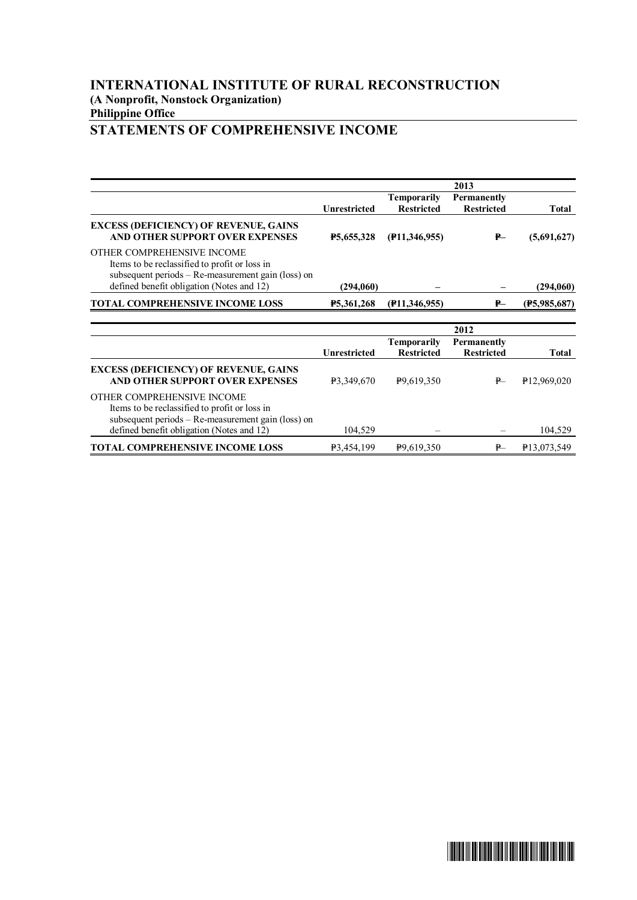# INTERNATIONAL INSTITUTE OF RURAL RECONSTRUCTION
**(A Nonprofit, Nonstock Organization)**
**Philippine Office**

## STATEMENTS OF COMPREHENSIVE INCOME

| | 2013 | | | |
|---|---|---|---|---|
| | Unrestricted | Temporarily Restricted | Permanently Restricted | Total |
| **EXCESS (DEFICIENCY) OF REVENUE, GAINS AND OTHER SUPPORT OVER EXPENSES** | **₱5,655,328** | **(₱11,346,955)** | **₱–** | **(5,691,627)** |
| OTHER COMPREHENSIVE INCOME<br>Items to be reclassified to profit or loss in subsequent periods – Re-measurement gain (loss) on defined benefit obligation (Notes and 12) | **(294,060)** | **–** | **–** | **(294,060)** |
| **TOTAL COMPREHENSIVE INCOME LOSS** | **₱5,361,268** | **(₱11,346,955)** | **₱–** | **(₱5,985,687)** |

| | 2012 | | | |
|---|---|---|---|---|
| | Unrestricted | Temporarily Restricted | Permanently Restricted | Total |
| **EXCESS (DEFICIENCY) OF REVENUE, GAINS AND OTHER SUPPORT OVER EXPENSES** | ₱3,349,670 | ₱9,619,350 | ₱– | ₱12,969,020 |
| OTHER COMPREHENSIVE INCOME<br>Items to be reclassified to profit or loss in subsequent periods – Re-measurement gain (loss) on defined benefit obligation (Notes and 12) | 104,529 | – | – | 104,529 |
| **TOTAL COMPREHENSIVE INCOME LOSS** | ₱3,454,199 | ₱9,619,350 | ₱– | ₱13,073,549 |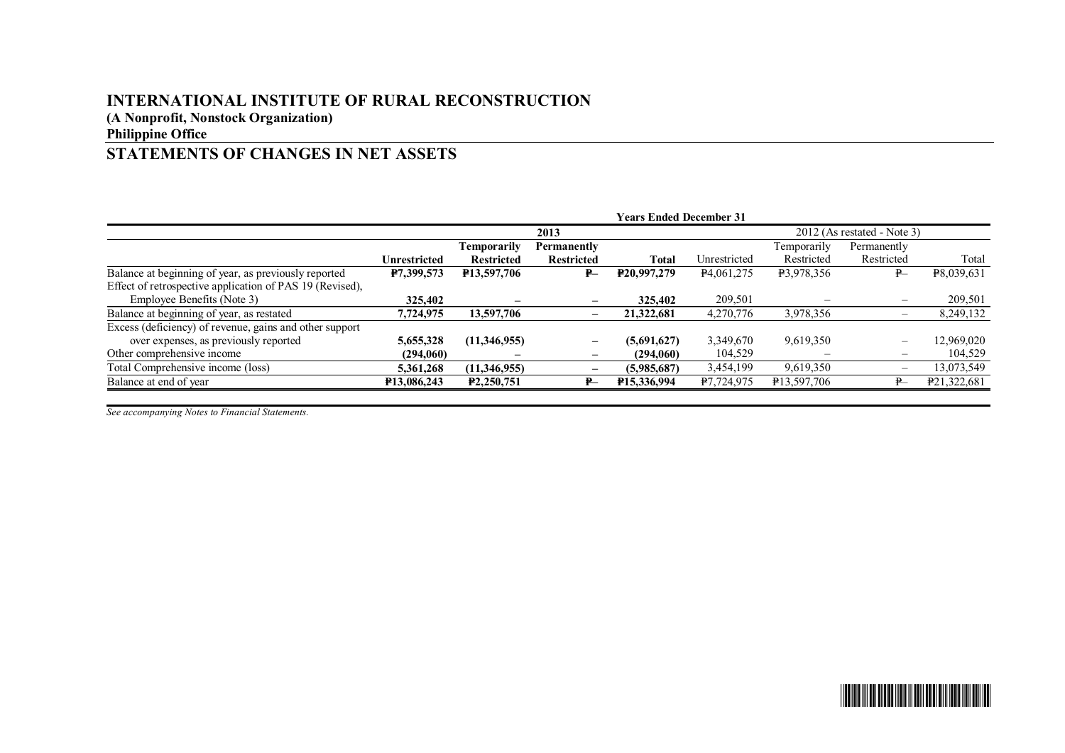# INTERNATIONAL INSTITUTE OF RURAL RECONSTRUCTION

**(A Nonprofit, Nonstock Organization)**

**Philippine Office**

## STATEMENTS OF CHANGES IN NET ASSETS

| | Years Ended December 31 | | | | | | | |
|---|---|---|---|---|---|---|---|---|
| | 2013 | | | | 2012 (As restated - Note 3) | | | |
| | **Unrestricted** | **Temporarily Restricted** | **Permanently Restricted** | **Total** | Unrestricted | Temporarily Restricted | Permanently Restricted | Total |
| Balance at beginning of year, as previously reported | **₱7,399,573** | **₱13,597,706** | **₱–** | **₱20,997,279** | ₱4,061,275 | ₱3,978,356 | ₱– | ₱8,039,631 |
| Effect of retrospective application of PAS 19 (Revised), Employee Benefits (Note 3) | **325,402** | **–** | **–** | **325,402** | 209,501 | – | – | 209,501 |
| Balance at beginning of year, as restated | **7,724,975** | **13,597,706** | **–** | **21,322,681** | 4,270,776 | 3,978,356 | – | 8,249,132 |
| Excess (deficiency) of revenue, gains and other support over expenses, as previously reported | **5,655,328** | **(11,346,955)** | **–** | **(5,691,627)** | 3,349,670 | 9,619,350 | – | 12,969,020 |
| Other comprehensive income | **(294,060)** | **–** | **–** | **(294,060)** | 104,529 | – | – | 104,529 |
| Total Comprehensive income (loss) | **5,361,268** | **(11,346,955)** | **–** | **(5,985,687)** | 3,454,199 | 9,619,350 | – | 13,073,549 |
| Balance at end of year | **₱13,086,243** | **₱2,250,751** | **₱–** | **₱15,336,994** | ₱7,724,975 | ₱13,597,706 | ₱– | ₱21,322,681 |

*See accompanying Notes to Financial Statements.*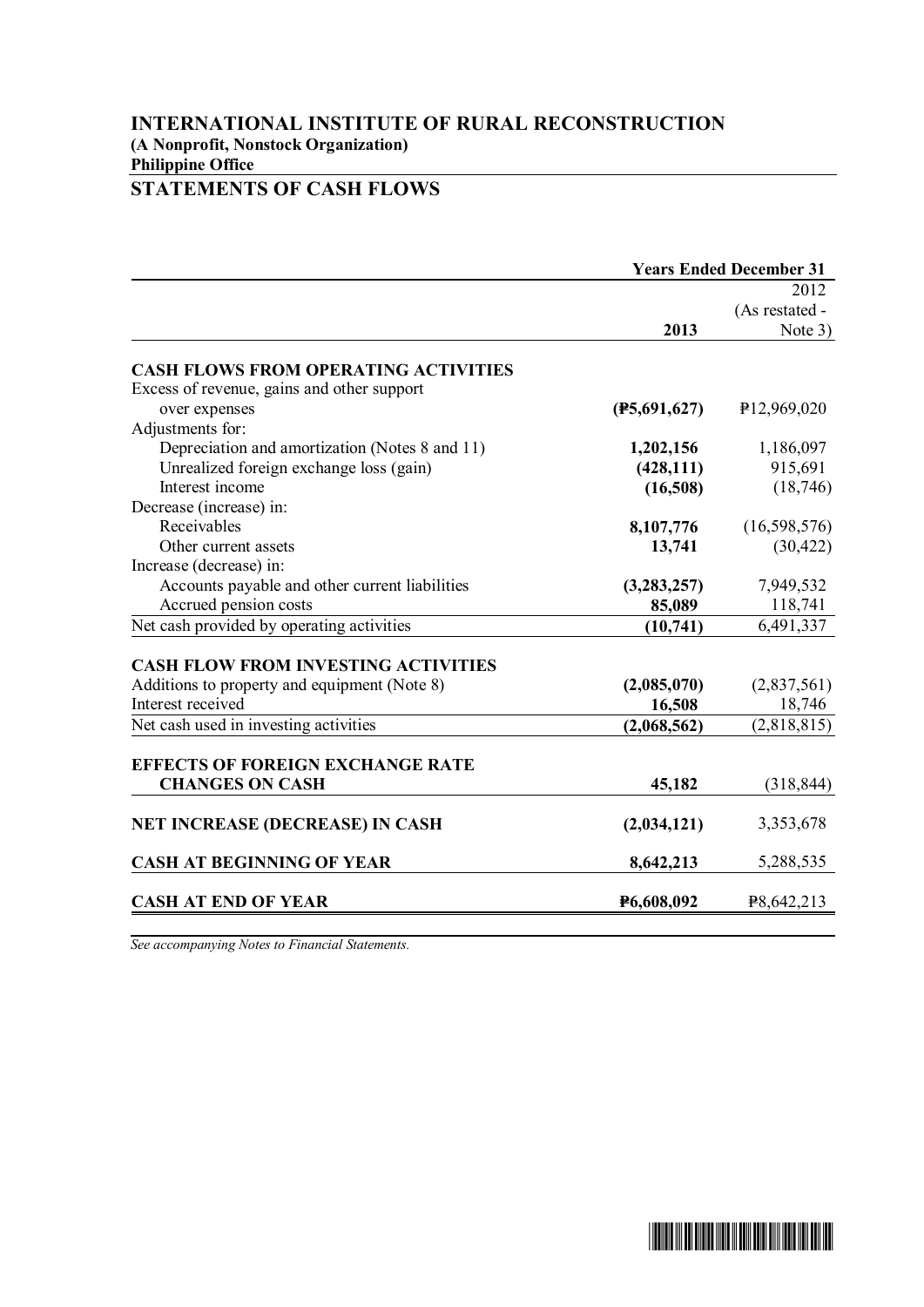# INTERNATIONAL INSTITUTE OF RURAL RECONSTRUCTION

**(A Nonprofit, Nonstock Organization)**

**Philippine Office**

## STATEMENTS OF CASH FLOWS

| | Years Ended December 31 | |
|---|---|---|
| | **2013** | 2012 (As restated - Note 3) |
| **CASH FLOWS FROM OPERATING ACTIVITIES** | | |
| Excess of revenue, gains and other support over expenses | **(₱5,691,627)** | ₱12,969,020 |
| Adjustments for: | | |
| Depreciation and amortization (Notes 8 and 11) | **1,202,156** | 1,186,097 |
| Unrealized foreign exchange loss (gain) | **(428,111)** | 915,691 |
| Interest income | **(16,508)** | (18,746) |
| Decrease (increase) in: | | |
| Receivables | **8,107,776** | (16,598,576) |
| Other current assets | **13,741** | (30,422) |
| Increase (decrease) in: | | |
| Accounts payable and other current liabilities | **(3,283,257)** | 7,949,532 |
| Accrued pension costs | **85,089** | 118,741 |
| Net cash provided by operating activities | **(10,741)** | 6,491,337 |
| **CASH FLOW FROM INVESTING ACTIVITIES** | | |
| Additions to property and equipment (Note 8) | **(2,085,070)** | (2,837,561) |
| Interest received | **16,508** | 18,746 |
| Net cash used in investing activities | **(2,068,562)** | (2,818,815) |
| **EFFECTS OF FOREIGN EXCHANGE RATE CHANGES ON CASH** | **45,182** | (318,844) |
| **NET INCREASE (DECREASE) IN CASH** | **(2,034,121)** | 3,353,678 |
| **CASH AT BEGINNING OF YEAR** | **8,642,213** | 5,288,535 |
| **CASH AT END OF YEAR** | **₱6,608,092** | ₱8,642,213 |

*See accompanying Notes to Financial Statements.*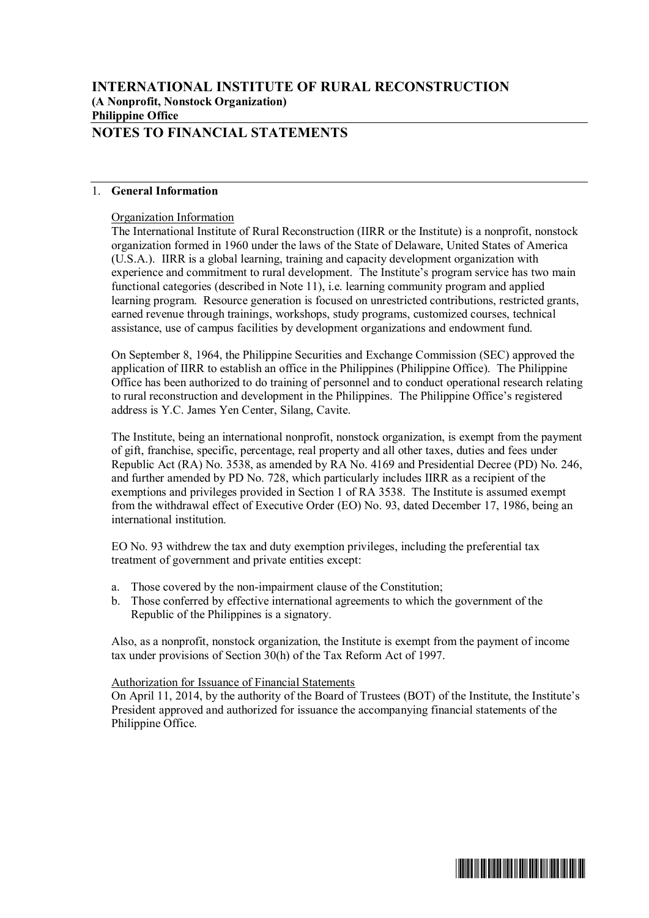# INTERNATIONAL INSTITUTE OF RURAL RECONSTRUCTION
**(A Nonprofit, Nonstock Organization)**
**Philippine Office**

## NOTES TO FINANCIAL STATEMENTS

### 1. General Information

Organization Information

The International Institute of Rural Reconstruction (IIRR or the Institute) is a nonprofit, nonstock organization formed in 1960 under the laws of the State of Delaware, United States of America (U.S.A.). IIRR is a global learning, training and capacity development organization with experience and commitment to rural development. The Institute's program service has two main functional categories (described in Note 11), i.e. learning community program and applied learning program. Resource generation is focused on unrestricted contributions, restricted grants, earned revenue through trainings, workshops, study programs, customized courses, technical assistance, use of campus facilities by development organizations and endowment fund.

On September 8, 1964, the Philippine Securities and Exchange Commission (SEC) approved the application of IIRR to establish an office in the Philippines (Philippine Office). The Philippine Office has been authorized to do training of personnel and to conduct operational research relating to rural reconstruction and development in the Philippines. The Philippine Office's registered address is Y.C. James Yen Center, Silang, Cavite.

The Institute, being an international nonprofit, nonstock organization, is exempt from the payment of gift, franchise, specific, percentage, real property and all other taxes, duties and fees under Republic Act (RA) No. 3538, as amended by RA No. 4169 and Presidential Decree (PD) No. 246, and further amended by PD No. 728, which particularly includes IIRR as a recipient of the exemptions and privileges provided in Section 1 of RA 3538. The Institute is assumed exempt from the withdrawal effect of Executive Order (EO) No. 93, dated December 17, 1986, being an international institution.

EO No. 93 withdrew the tax and duty exemption privileges, including the preferential tax treatment of government and private entities except:

a. Those covered by the non-impairment clause of the Constitution;
b. Those conferred by effective international agreements to which the government of the Republic of the Philippines is a signatory.

Also, as a nonprofit, nonstock organization, the Institute is exempt from the payment of income tax under provisions of Section 30(h) of the Tax Reform Act of 1997.

Authorization for Issuance of Financial Statements

On April 11, 2014, by the authority of the Board of Trustees (BOT) of the Institute, the Institute's President approved and authorized for issuance the accompanying financial statements of the Philippine Office.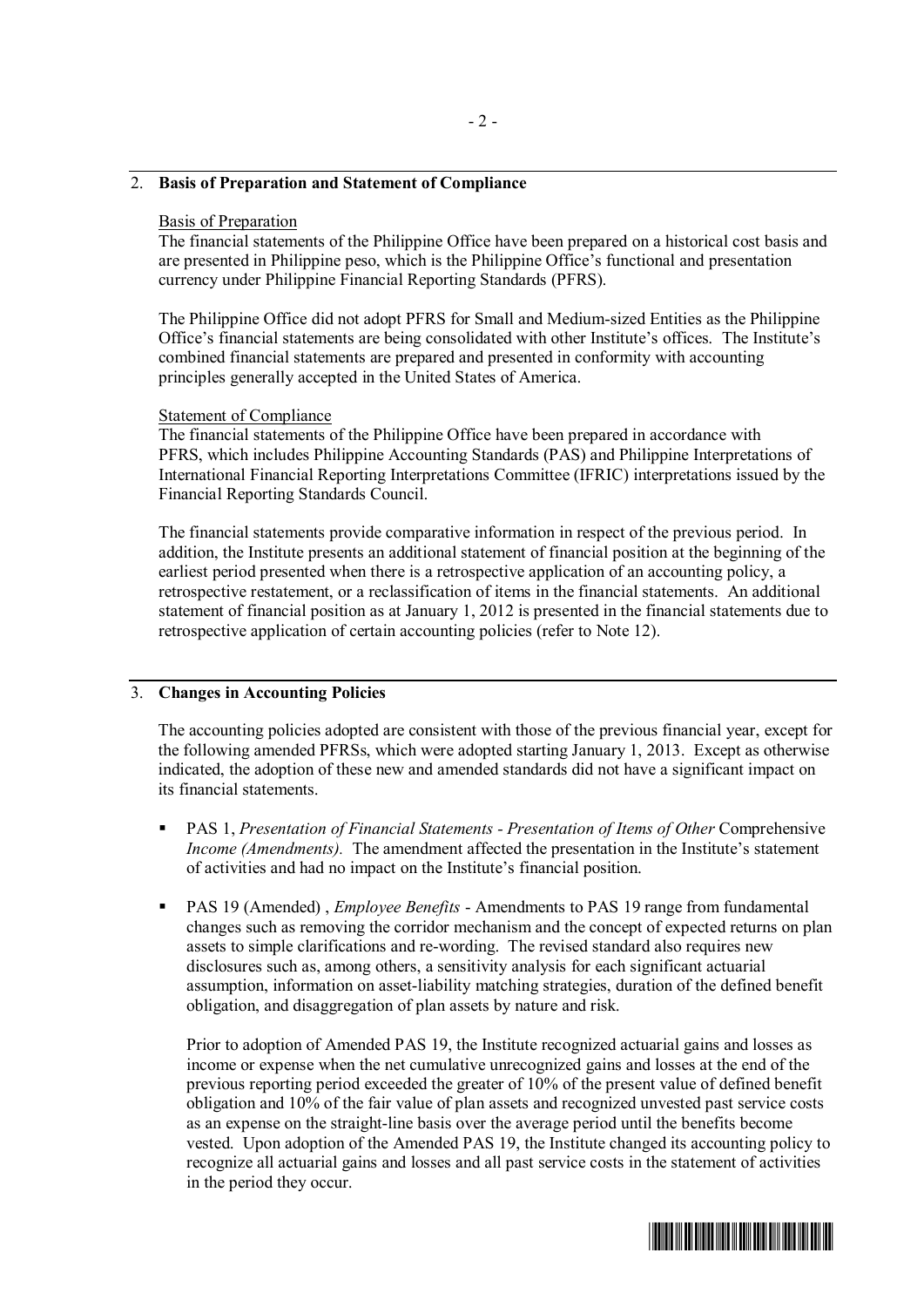## 2. Basis of Preparation and Statement of Compliance

Basis of Preparation

The financial statements of the Philippine Office have been prepared on a historical cost basis and are presented in Philippine peso, which is the Philippine Office's functional and presentation currency under Philippine Financial Reporting Standards (PFRS).

The Philippine Office did not adopt PFRS for Small and Medium-sized Entities as the Philippine Office's financial statements are being consolidated with other Institute's offices. The Institute's combined financial statements are prepared and presented in conformity with accounting principles generally accepted in the United States of America.

Statement of Compliance

The financial statements of the Philippine Office have been prepared in accordance with PFRS, which includes Philippine Accounting Standards (PAS) and Philippine Interpretations of International Financial Reporting Interpretations Committee (IFRIC) interpretations issued by the Financial Reporting Standards Council.

The financial statements provide comparative information in respect of the previous period. In addition, the Institute presents an additional statement of financial position at the beginning of the earliest period presented when there is a retrospective application of an accounting policy, a retrospective restatement, or a reclassification of items in the financial statements. An additional statement of financial position as at January 1, 2012 is presented in the financial statements due to retrospective application of certain accounting policies (refer to Note 12).

## 3. Changes in Accounting Policies

The accounting policies adopted are consistent with those of the previous financial year, except for the following amended PFRSs, which were adopted starting January 1, 2013. Except as otherwise indicated, the adoption of these new and amended standards did not have a significant impact on its financial statements.

- PAS 1, *Presentation of Financial Statements - Presentation of Items of Other* Comprehensive *Income (Amendments).* The amendment affected the presentation in the Institute's statement of activities and had no impact on the Institute's financial position.
- PAS 19 (Amended) , *Employee Benefits* - Amendments to PAS 19 range from fundamental changes such as removing the corridor mechanism and the concept of expected returns on plan assets to simple clarifications and re-wording. The revised standard also requires new disclosures such as, among others, a sensitivity analysis for each significant actuarial assumption, information on asset-liability matching strategies, duration of the defined benefit obligation, and disaggregation of plan assets by nature and risk.

  Prior to adoption of Amended PAS 19, the Institute recognized actuarial gains and losses as income or expense when the net cumulative unrecognized gains and losses at the end of the previous reporting period exceeded the greater of 10% of the present value of defined benefit obligation and 10% of the fair value of plan assets and recognized unvested past service costs as an expense on the straight-line basis over the average period until the benefits become vested. Upon adoption of the Amended PAS 19, the Institute changed its accounting policy to recognize all actuarial gains and losses and all past service costs in the statement of activities in the period they occur.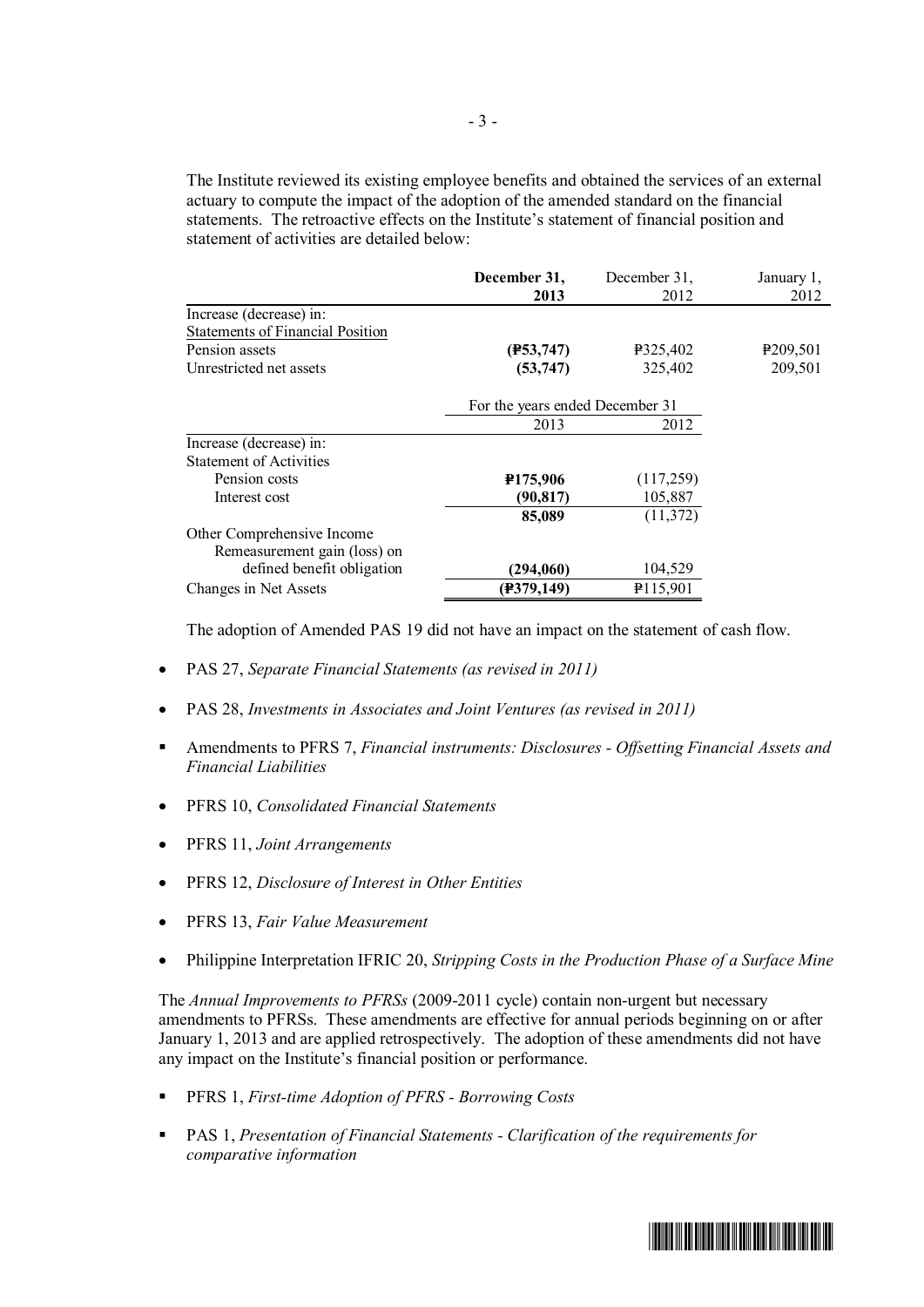The Institute reviewed its existing employee benefits and obtained the services of an external actuary to compute the impact of the adoption of the amended standard on the financial statements. The retroactive effects on the Institute's statement of financial position and statement of activities are detailed below:

| | **December 31, 2013** | December 31, 2012 | January 1, 2012 |
|---|---|---|---|
| Increase (decrease) in: | | | |
| Statements of Financial Position | | | |
| Pension assets | **(₱53,747)** | ₱325,402 | ₱209,501 |
| Unrestricted net assets | **(53,747)** | 325,402 | 209,501 |

| | For the years ended December 31 | |
|---|---|---|
| | 2013 | 2012 |
| Increase (decrease) in: | | |
| Statement of Activities | | |
| Pension costs | **₱175,906** | (117,259) |
| Interest cost | **(90,817)** | 105,887 |
| | **85,089** | (11,372) |
| Other Comprehensive Income | | |
| Remeasurement gain (loss) on defined benefit obligation | **(294,060)** | 104,529 |
| Changes in Net Assets | **(₱379,149)** | ₱115,901 |

The adoption of Amended PAS 19 did not have an impact on the statement of cash flow.

- PAS 27, *Separate Financial Statements (as revised in 2011)*
- PAS 28, *Investments in Associates and Joint Ventures (as revised in 2011)*
- Amendments to PFRS 7, *Financial instruments: Disclosures - Offsetting Financial Assets and Financial Liabilities*
- PFRS 10, *Consolidated Financial Statements*
- PFRS 11, *Joint Arrangements*
- PFRS 12, *Disclosure of Interest in Other Entities*
- PFRS 13, *Fair Value Measurement*
- Philippine Interpretation IFRIC 20, *Stripping Costs in the Production Phase of a Surface Mine*

The *Annual Improvements to PFRSs* (2009-2011 cycle) contain non-urgent but necessary amendments to PFRSs. These amendments are effective for annual periods beginning on or after January 1, 2013 and are applied retrospectively. The adoption of these amendments did not have any impact on the Institute's financial position or performance.

- PFRS 1, *First-time Adoption of PFRS - Borrowing Costs*
- PAS 1, *Presentation of Financial Statements - Clarification of the requirements for comparative information*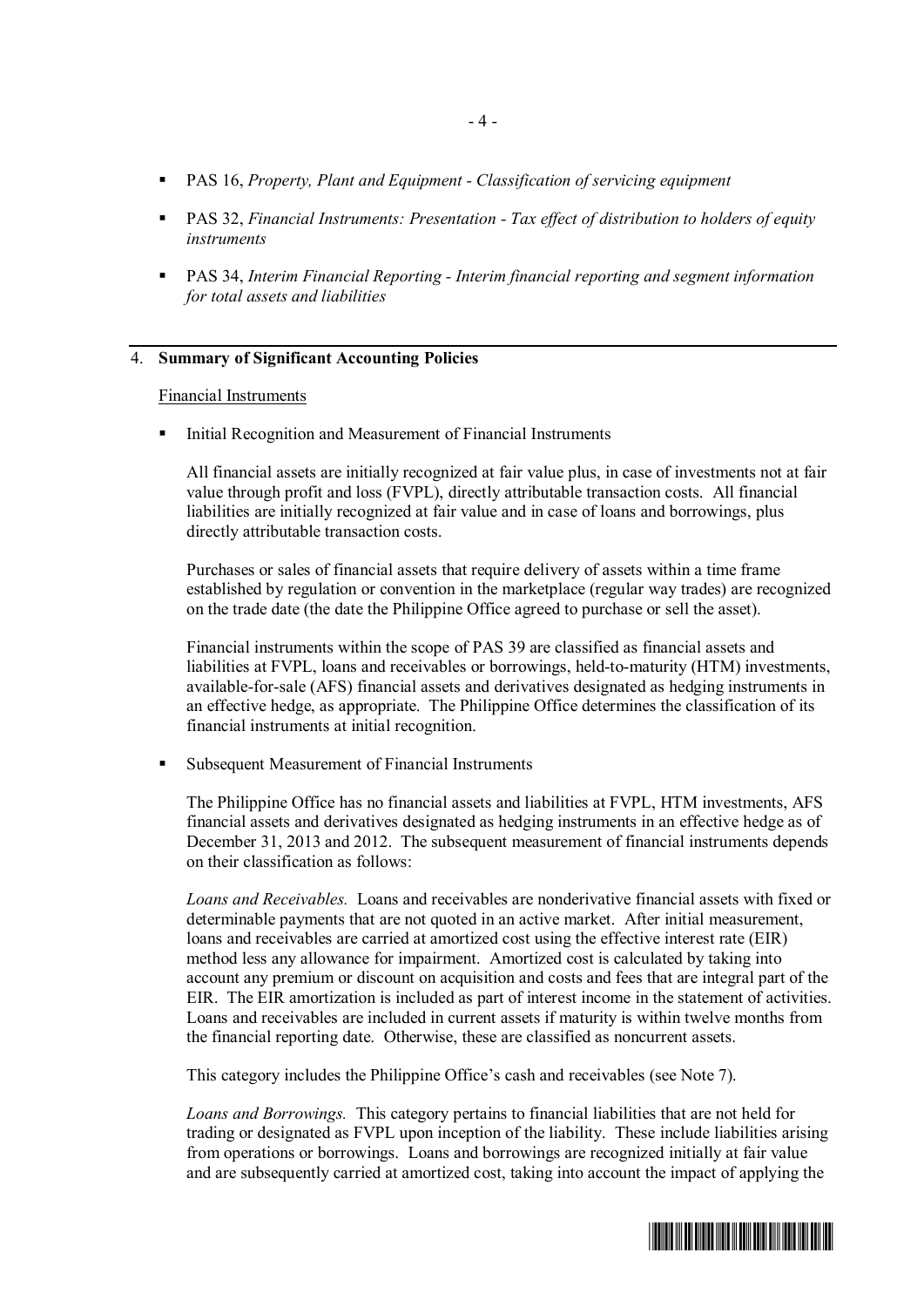- PAS 16, *Property, Plant and Equipment - Classification of servicing equipment*

- PAS 32, *Financial Instruments: Presentation - Tax effect of distribution to holders of equity instruments*

- PAS 34, *Interim Financial Reporting - Interim financial reporting and segment information for total assets and liabilities*

## 4. Summary of Significant Accounting Policies

Financial Instruments

- Initial Recognition and Measurement of Financial Instruments

  All financial assets are initially recognized at fair value plus, in case of investments not at fair value through profit and loss (FVPL), directly attributable transaction costs. All financial liabilities are initially recognized at fair value and in case of loans and borrowings, plus directly attributable transaction costs.

  Purchases or sales of financial assets that require delivery of assets within a time frame established by regulation or convention in the marketplace (regular way trades) are recognized on the trade date (the date the Philippine Office agreed to purchase or sell the asset).

  Financial instruments within the scope of PAS 39 are classified as financial assets and liabilities at FVPL, loans and receivables or borrowings, held-to-maturity (HTM) investments, available-for-sale (AFS) financial assets and derivatives designated as hedging instruments in an effective hedge, as appropriate. The Philippine Office determines the classification of its financial instruments at initial recognition.

- Subsequent Measurement of Financial Instruments

  The Philippine Office has no financial assets and liabilities at FVPL, HTM investments, AFS financial assets and derivatives designated as hedging instruments in an effective hedge as of December 31, 2013 and 2012. The subsequent measurement of financial instruments depends on their classification as follows:

  *Loans and Receivables.* Loans and receivables are nonderivative financial assets with fixed or determinable payments that are not quoted in an active market. After initial measurement, loans and receivables are carried at amortized cost using the effective interest rate (EIR) method less any allowance for impairment. Amortized cost is calculated by taking into account any premium or discount on acquisition and costs and fees that are integral part of the EIR. The EIR amortization is included as part of interest income in the statement of activities. Loans and receivables are included in current assets if maturity is within twelve months from the financial reporting date. Otherwise, these are classified as noncurrent assets.

  This category includes the Philippine Office's cash and receivables (see Note 7).

  *Loans and Borrowings.* This category pertains to financial liabilities that are not held for trading or designated as FVPL upon inception of the liability. These include liabilities arising from operations or borrowings. Loans and borrowings are recognized initially at fair value and are subsequently carried at amortized cost, taking into account the impact of applying the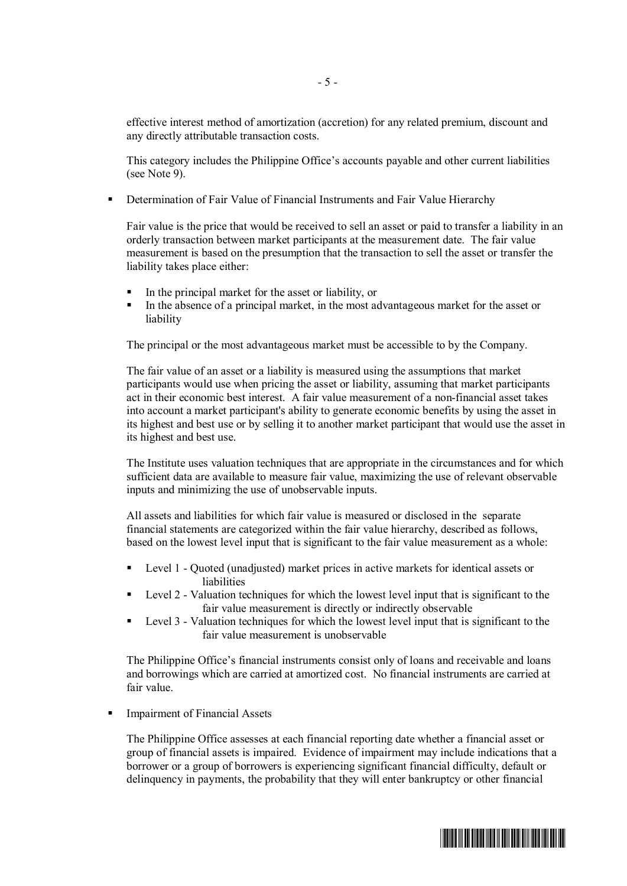effective interest method of amortization (accretion) for any related premium, discount and any directly attributable transaction costs.

This category includes the Philippine Office's accounts payable and other current liabilities (see Note 9).

- Determination of Fair Value of Financial Instruments and Fair Value Hierarchy

  Fair value is the price that would be received to sell an asset or paid to transfer a liability in an orderly transaction between market participants at the measurement date. The fair value measurement is based on the presumption that the transaction to sell the asset or transfer the liability takes place either:

  - In the principal market for the asset or liability, or
  - In the absence of a principal market, in the most advantageous market for the asset or liability

  The principal or the most advantageous market must be accessible to by the Company.

  The fair value of an asset or a liability is measured using the assumptions that market participants would use when pricing the asset or liability, assuming that market participants act in their economic best interest. A fair value measurement of a non-financial asset takes into account a market participant's ability to generate economic benefits by using the asset in its highest and best use or by selling it to another market participant that would use the asset in its highest and best use.

  The Institute uses valuation techniques that are appropriate in the circumstances and for which sufficient data are available to measure fair value, maximizing the use of relevant observable inputs and minimizing the use of unobservable inputs.

  All assets and liabilities for which fair value is measured or disclosed in the separate financial statements are categorized within the fair value hierarchy, described as follows, based on the lowest level input that is significant to the fair value measurement as a whole:

  - Level 1 - Quoted (unadjusted) market prices in active markets for identical assets or liabilities
  - Level 2 - Valuation techniques for which the lowest level input that is significant to the fair value measurement is directly or indirectly observable
  - Level 3 - Valuation techniques for which the lowest level input that is significant to the fair value measurement is unobservable

  The Philippine Office's financial instruments consist only of loans and receivable and loans and borrowings which are carried at amortized cost. No financial instruments are carried at fair value.

- Impairment of Financial Assets

  The Philippine Office assesses at each financial reporting date whether a financial asset or group of financial assets is impaired. Evidence of impairment may include indications that a borrower or a group of borrowers is experiencing significant financial difficulty, default or delinquency in payments, the probability that they will enter bankruptcy or other financial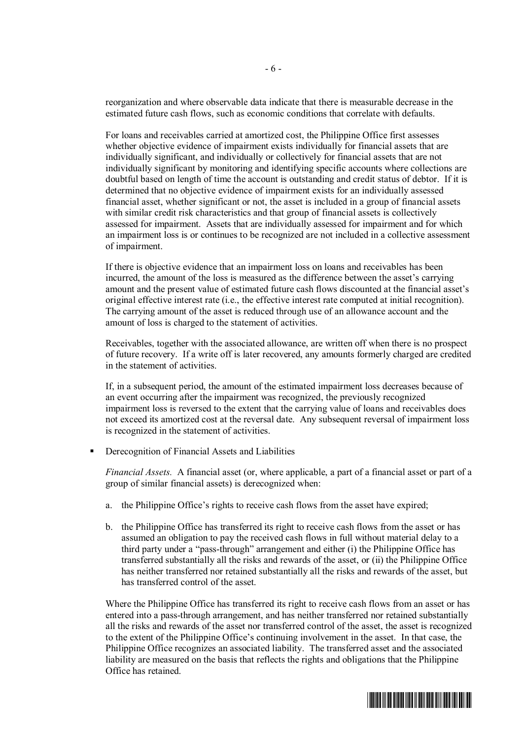reorganization and where observable data indicate that there is measurable decrease in the estimated future cash flows, such as economic conditions that correlate with defaults.

For loans and receivables carried at amortized cost, the Philippine Office first assesses whether objective evidence of impairment exists individually for financial assets that are individually significant, and individually or collectively for financial assets that are not individually significant by monitoring and identifying specific accounts where collections are doubtful based on length of time the account is outstanding and credit status of debtor. If it is determined that no objective evidence of impairment exists for an individually assessed financial asset, whether significant or not, the asset is included in a group of financial assets with similar credit risk characteristics and that group of financial assets is collectively assessed for impairment. Assets that are individually assessed for impairment and for which an impairment loss is or continues to be recognized are not included in a collective assessment of impairment.

If there is objective evidence that an impairment loss on loans and receivables has been incurred, the amount of the loss is measured as the difference between the asset's carrying amount and the present value of estimated future cash flows discounted at the financial asset's original effective interest rate (i.e., the effective interest rate computed at initial recognition). The carrying amount of the asset is reduced through use of an allowance account and the amount of loss is charged to the statement of activities.

Receivables, together with the associated allowance, are written off when there is no prospect of future recovery. If a write off is later recovered, any amounts formerly charged are credited in the statement of activities.

If, in a subsequent period, the amount of the estimated impairment loss decreases because of an event occurring after the impairment was recognized, the previously recognized impairment loss is reversed to the extent that the carrying value of loans and receivables does not exceed its amortized cost at the reversal date. Any subsequent reversal of impairment loss is recognized in the statement of activities.

- Derecognition of Financial Assets and Liabilities

  *Financial Assets.* A financial asset (or, where applicable, a part of a financial asset or part of a group of similar financial assets) is derecognized when:

  a. the Philippine Office's rights to receive cash flows from the asset have expired;

  b. the Philippine Office has transferred its right to receive cash flows from the asset or has assumed an obligation to pay the received cash flows in full without material delay to a third party under a "pass-through" arrangement and either (i) the Philippine Office has transferred substantially all the risks and rewards of the asset, or (ii) the Philippine Office has neither transferred nor retained substantially all the risks and rewards of the asset, but has transferred control of the asset.

  Where the Philippine Office has transferred its right to receive cash flows from an asset or has entered into a pass-through arrangement, and has neither transferred nor retained substantially all the risks and rewards of the asset nor transferred control of the asset, the asset is recognized to the extent of the Philippine Office's continuing involvement in the asset. In that case, the Philippine Office recognizes an associated liability. The transferred asset and the associated liability are measured on the basis that reflects the rights and obligations that the Philippine Office has retained.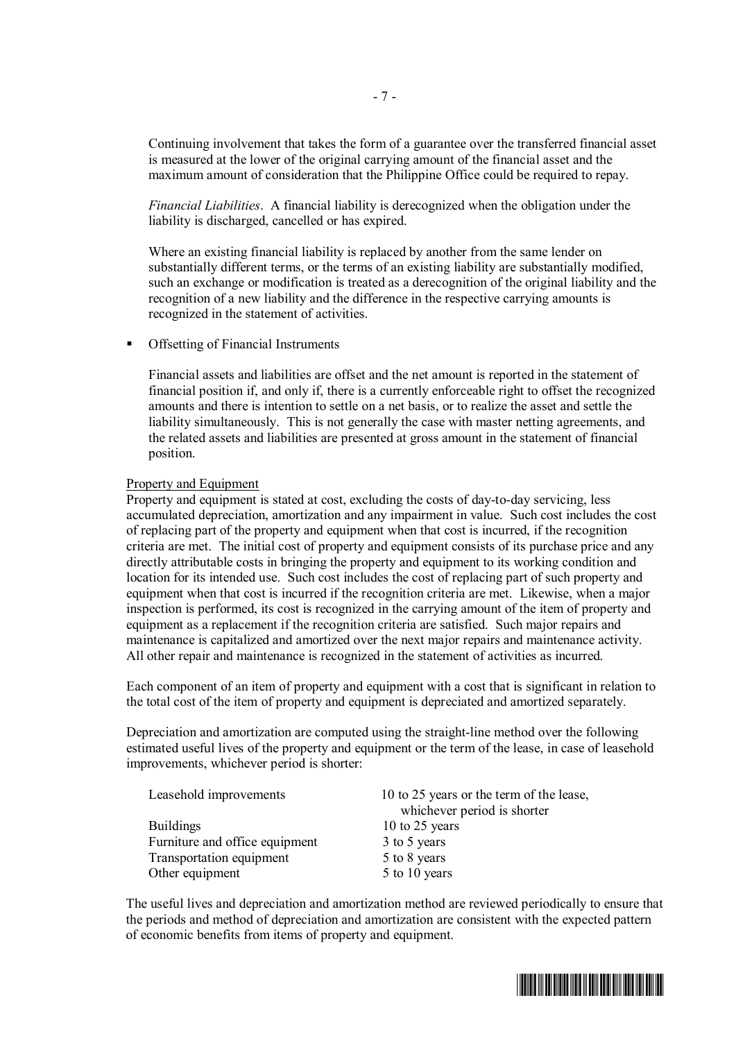Continuing involvement that takes the form of a guarantee over the transferred financial asset is measured at the lower of the original carrying amount of the financial asset and the maximum amount of consideration that the Philippine Office could be required to repay.

*Financial Liabilities*. A financial liability is derecognized when the obligation under the liability is discharged, cancelled or has expired.

Where an existing financial liability is replaced by another from the same lender on substantially different terms, or the terms of an existing liability are substantially modified, such an exchange or modification is treated as a derecognition of the original liability and the recognition of a new liability and the difference in the respective carrying amounts is recognized in the statement of activities.

- Offsetting of Financial Instruments

  Financial assets and liabilities are offset and the net amount is reported in the statement of financial position if, and only if, there is a currently enforceable right to offset the recognized amounts and there is intention to settle on a net basis, or to realize the asset and settle the liability simultaneously. This is not generally the case with master netting agreements, and the related assets and liabilities are presented at gross amount in the statement of financial position.

<u>Property and Equipment</u>
Property and equipment is stated at cost, excluding the costs of day-to-day servicing, less accumulated depreciation, amortization and any impairment in value. Such cost includes the cost of replacing part of the property and equipment when that cost is incurred, if the recognition criteria are met. The initial cost of property and equipment consists of its purchase price and any directly attributable costs in bringing the property and equipment to its working condition and location for its intended use. Such cost includes the cost of replacing part of such property and equipment when that cost is incurred if the recognition criteria are met. Likewise, when a major inspection is performed, its cost is recognized in the carrying amount of the item of property and equipment as a replacement if the recognition criteria are satisfied. Such major repairs and maintenance is capitalized and amortized over the next major repairs and maintenance activity. All other repair and maintenance is recognized in the statement of activities as incurred.

Each component of an item of property and equipment with a cost that is significant in relation to the total cost of the item of property and equipment is depreciated and amortized separately.

Depreciation and amortization are computed using the straight-line method over the following estimated useful lives of the property and equipment or the term of the lease, in case of leasehold improvements, whichever period is shorter:

| | |
|---|---|
| Leasehold improvements | 10 to 25 years or the term of the lease, whichever period is shorter |
| Buildings | 10 to 25 years |
| Furniture and office equipment | 3 to 5 years |
| Transportation equipment | 5 to 8 years |
| Other equipment | 5 to 10 years |

The useful lives and depreciation and amortization method are reviewed periodically to ensure that the periods and method of depreciation and amortization are consistent with the expected pattern of economic benefits from items of property and equipment.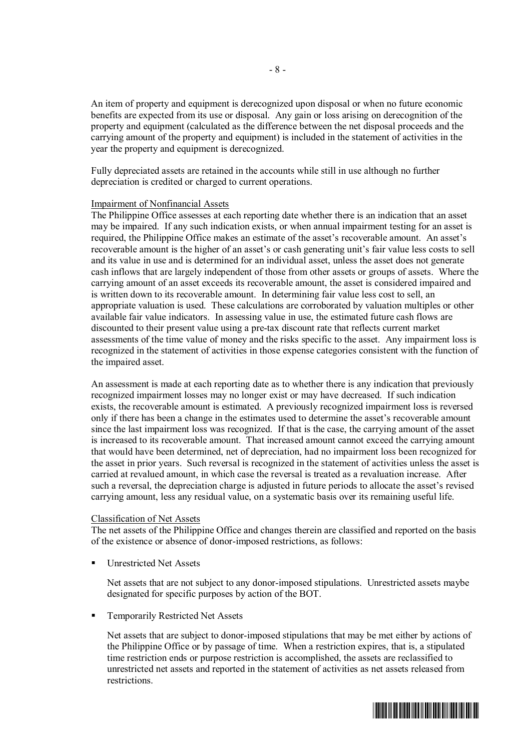An item of property and equipment is derecognized upon disposal or when no future economic benefits are expected from its use or disposal. Any gain or loss arising on derecognition of the property and equipment (calculated as the difference between the net disposal proceeds and the carrying amount of the property and equipment) is included in the statement of activities in the year the property and equipment is derecognized.

Fully depreciated assets are retained in the accounts while still in use although no further depreciation is credited or charged to current operations.

Impairment of Nonfinancial Assets

The Philippine Office assesses at each reporting date whether there is an indication that an asset may be impaired. If any such indication exists, or when annual impairment testing for an asset is required, the Philippine Office makes an estimate of the asset's recoverable amount. An asset's recoverable amount is the higher of an asset's or cash generating unit's fair value less costs to sell and its value in use and is determined for an individual asset, unless the asset does not generate cash inflows that are largely independent of those from other assets or groups of assets. Where the carrying amount of an asset exceeds its recoverable amount, the asset is considered impaired and is written down to its recoverable amount. In determining fair value less cost to sell, an appropriate valuation is used. These calculations are corroborated by valuation multiples or other available fair value indicators. In assessing value in use, the estimated future cash flows are discounted to their present value using a pre-tax discount rate that reflects current market assessments of the time value of money and the risks specific to the asset. Any impairment loss is recognized in the statement of activities in those expense categories consistent with the function of the impaired asset.

An assessment is made at each reporting date as to whether there is any indication that previously recognized impairment losses may no longer exist or may have decreased. If such indication exists, the recoverable amount is estimated. A previously recognized impairment loss is reversed only if there has been a change in the estimates used to determine the asset's recoverable amount since the last impairment loss was recognized. If that is the case, the carrying amount of the asset is increased to its recoverable amount. That increased amount cannot exceed the carrying amount that would have been determined, net of depreciation, had no impairment loss been recognized for the asset in prior years. Such reversal is recognized in the statement of activities unless the asset is carried at revalued amount, in which case the reversal is treated as a revaluation increase. After such a reversal, the depreciation charge is adjusted in future periods to allocate the asset's revised carrying amount, less any residual value, on a systematic basis over its remaining useful life.

Classification of Net Assets

The net assets of the Philippine Office and changes therein are classified and reported on the basis of the existence or absence of donor-imposed restrictions, as follows:

- Unrestricted Net Assets

  Net assets that are not subject to any donor-imposed stipulations. Unrestricted assets maybe designated for specific purposes by action of the BOT.

- Temporarily Restricted Net Assets

  Net assets that are subject to donor-imposed stipulations that may be met either by actions of the Philippine Office or by passage of time. When a restriction expires, that is, a stipulated time restriction ends or purpose restriction is accomplished, the assets are reclassified to unrestricted net assets and reported in the statement of activities as net assets released from restrictions.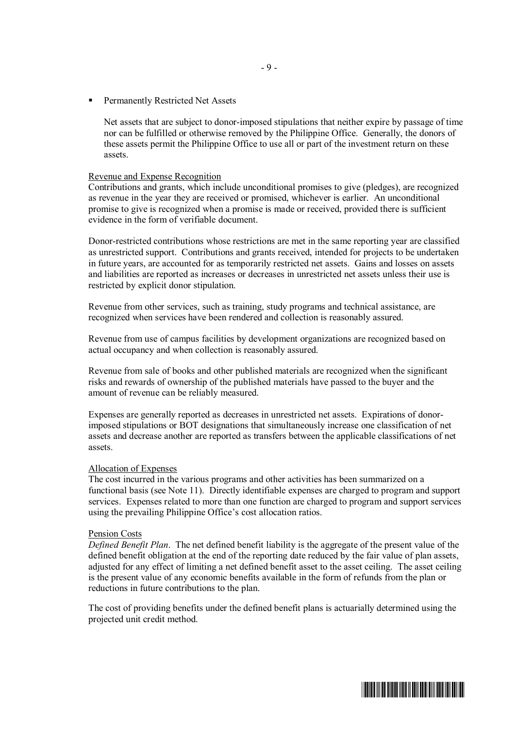- Permanently Restricted Net Assets

  Net assets that are subject to donor-imposed stipulations that neither expire by passage of time nor can be fulfilled or otherwise removed by the Philippine Office. Generally, the donors of these assets permit the Philippine Office to use all or part of the investment return on these assets.

Revenue and Expense Recognition

Contributions and grants, which include unconditional promises to give (pledges), are recognized as revenue in the year they are received or promised, whichever is earlier. An unconditional promise to give is recognized when a promise is made or received, provided there is sufficient evidence in the form of verifiable document.

Donor-restricted contributions whose restrictions are met in the same reporting year are classified as unrestricted support. Contributions and grants received, intended for projects to be undertaken in future years, are accounted for as temporarily restricted net assets. Gains and losses on assets and liabilities are reported as increases or decreases in unrestricted net assets unless their use is restricted by explicit donor stipulation.

Revenue from other services, such as training, study programs and technical assistance, are recognized when services have been rendered and collection is reasonably assured.

Revenue from use of campus facilities by development organizations are recognized based on actual occupancy and when collection is reasonably assured.

Revenue from sale of books and other published materials are recognized when the significant risks and rewards of ownership of the published materials have passed to the buyer and the amount of revenue can be reliably measured.

Expenses are generally reported as decreases in unrestricted net assets. Expirations of donor-imposed stipulations or BOT designations that simultaneously increase one classification of net assets and decrease another are reported as transfers between the applicable classifications of net assets.

Allocation of Expenses

The cost incurred in the various programs and other activities has been summarized on a functional basis (see Note 11). Directly identifiable expenses are charged to program and support services. Expenses related to more than one function are charged to program and support services using the prevailing Philippine Office's cost allocation ratios.

Pension Costs

*Defined Benefit Plan*. The net defined benefit liability is the aggregate of the present value of the defined benefit obligation at the end of the reporting date reduced by the fair value of plan assets, adjusted for any effect of limiting a net defined benefit asset to the asset ceiling. The asset ceiling is the present value of any economic benefits available in the form of refunds from the plan or reductions in future contributions to the plan.

The cost of providing benefits under the defined benefit plans is actuarially determined using the projected unit credit method.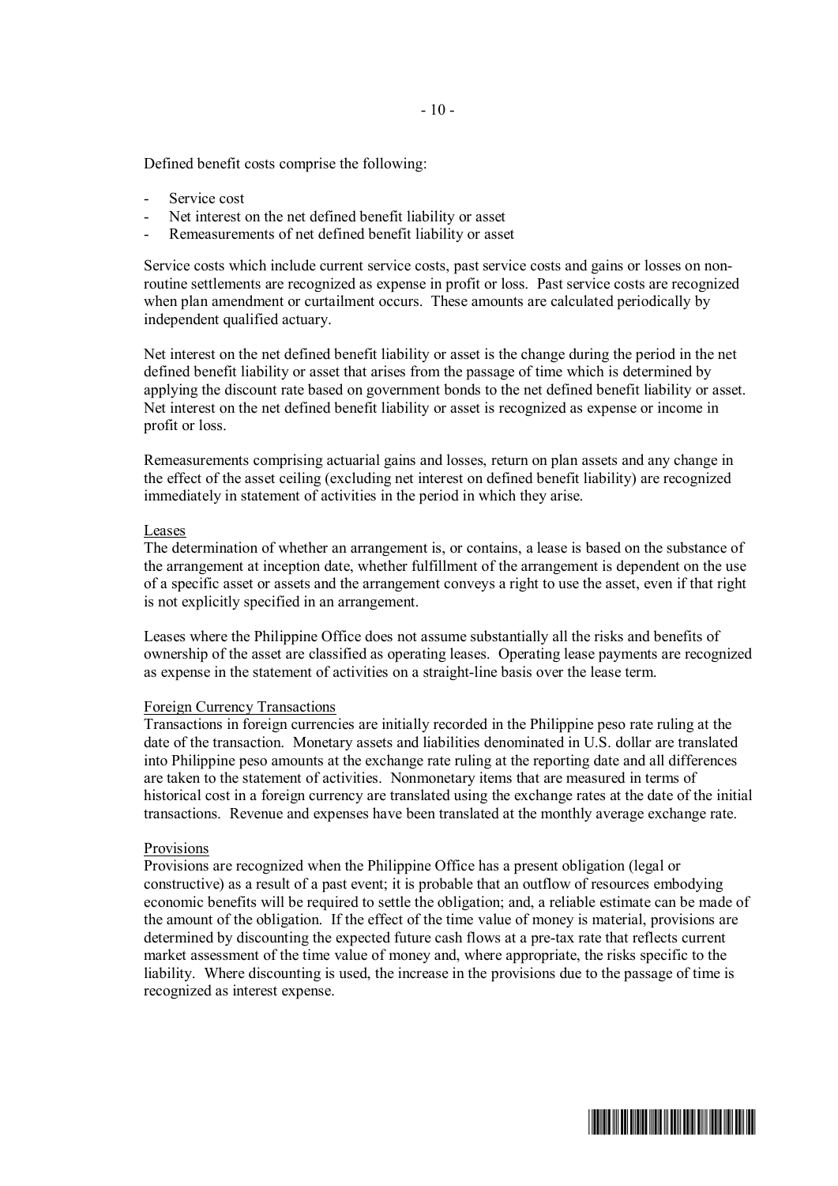Defined benefit costs comprise the following:

- Service cost
- Net interest on the net defined benefit liability or asset
- Remeasurements of net defined benefit liability or asset

Service costs which include current service costs, past service costs and gains or losses on non-routine settlements are recognized as expense in profit or loss. Past service costs are recognized when plan amendment or curtailment occurs. These amounts are calculated periodically by independent qualified actuary.

Net interest on the net defined benefit liability or asset is the change during the period in the net defined benefit liability or asset that arises from the passage of time which is determined by applying the discount rate based on government bonds to the net defined benefit liability or asset. Net interest on the net defined benefit liability or asset is recognized as expense or income in profit or loss.

Remeasurements comprising actuarial gains and losses, return on plan assets and any change in the effect of the asset ceiling (excluding net interest on defined benefit liability) are recognized immediately in statement of activities in the period in which they arise.

Leases

The determination of whether an arrangement is, or contains, a lease is based on the substance of the arrangement at inception date, whether fulfillment of the arrangement is dependent on the use of a specific asset or assets and the arrangement conveys a right to use the asset, even if that right is not explicitly specified in an arrangement.

Leases where the Philippine Office does not assume substantially all the risks and benefits of ownership of the asset are classified as operating leases. Operating lease payments are recognized as expense in the statement of activities on a straight-line basis over the lease term.

Foreign Currency Transactions

Transactions in foreign currencies are initially recorded in the Philippine peso rate ruling at the date of the transaction. Monetary assets and liabilities denominated in U.S. dollar are translated into Philippine peso amounts at the exchange rate ruling at the reporting date and all differences are taken to the statement of activities. Nonmonetary items that are measured in terms of historical cost in a foreign currency are translated using the exchange rates at the date of the initial transactions. Revenue and expenses have been translated at the monthly average exchange rate.

Provisions

Provisions are recognized when the Philippine Office has a present obligation (legal or constructive) as a result of a past event; it is probable that an outflow of resources embodying economic benefits will be required to settle the obligation; and, a reliable estimate can be made of the amount of the obligation. If the effect of the time value of money is material, provisions are determined by discounting the expected future cash flows at a pre-tax rate that reflects current market assessment of the time value of money and, where appropriate, the risks specific to the liability. Where discounting is used, the increase in the provisions due to the passage of time is recognized as interest expense.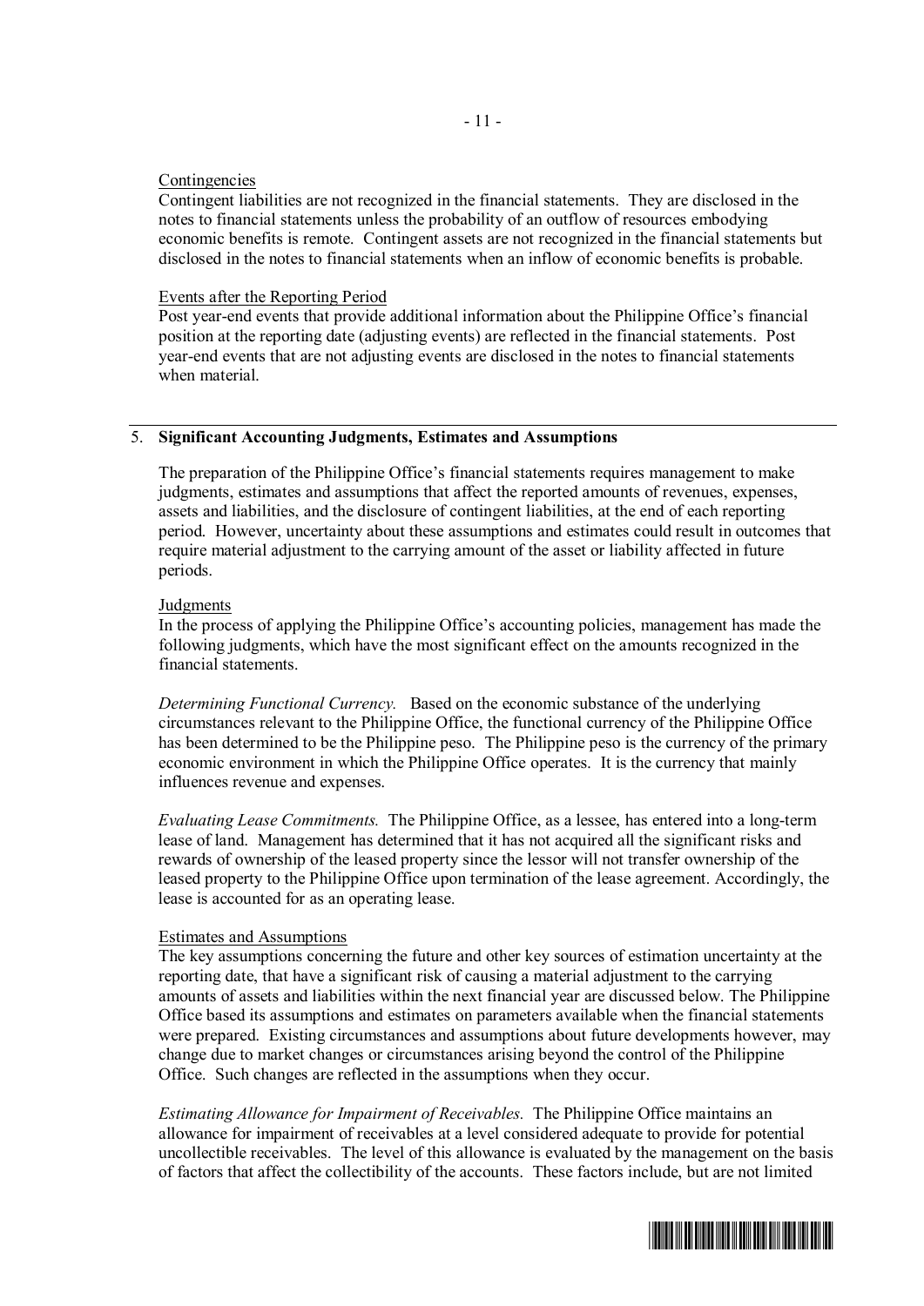Contingencies

Contingent liabilities are not recognized in the financial statements. They are disclosed in the notes to financial statements unless the probability of an outflow of resources embodying economic benefits is remote. Contingent assets are not recognized in the financial statements but disclosed in the notes to financial statements when an inflow of economic benefits is probable.

Events after the Reporting Period

Post year-end events that provide additional information about the Philippine Office's financial position at the reporting date (adjusting events) are reflected in the financial statements. Post year-end events that are not adjusting events are disclosed in the notes to financial statements when material.

## 5. Significant Accounting Judgments, Estimates and Assumptions

The preparation of the Philippine Office's financial statements requires management to make judgments, estimates and assumptions that affect the reported amounts of revenues, expenses, assets and liabilities, and the disclosure of contingent liabilities, at the end of each reporting period. However, uncertainty about these assumptions and estimates could result in outcomes that require material adjustment to the carrying amount of the asset or liability affected in future periods.

Judgments

In the process of applying the Philippine Office's accounting policies, management has made the following judgments, which have the most significant effect on the amounts recognized in the financial statements.

*Determining Functional Currency.* Based on the economic substance of the underlying circumstances relevant to the Philippine Office, the functional currency of the Philippine Office has been determined to be the Philippine peso. The Philippine peso is the currency of the primary economic environment in which the Philippine Office operates. It is the currency that mainly influences revenue and expenses.

*Evaluating Lease Commitments.* The Philippine Office, as a lessee, has entered into a long-term lease of land. Management has determined that it has not acquired all the significant risks and rewards of ownership of the leased property since the lessor will not transfer ownership of the leased property to the Philippine Office upon termination of the lease agreement. Accordingly, the lease is accounted for as an operating lease.

Estimates and Assumptions

The key assumptions concerning the future and other key sources of estimation uncertainty at the reporting date, that have a significant risk of causing a material adjustment to the carrying amounts of assets and liabilities within the next financial year are discussed below. The Philippine Office based its assumptions and estimates on parameters available when the financial statements were prepared. Existing circumstances and assumptions about future developments however, may change due to market changes or circumstances arising beyond the control of the Philippine Office. Such changes are reflected in the assumptions when they occur.

*Estimating Allowance for Impairment of Receivables.* The Philippine Office maintains an allowance for impairment of receivables at a level considered adequate to provide for potential uncollectible receivables. The level of this allowance is evaluated by the management on the basis of factors that affect the collectibility of the accounts. These factors include, but are not limited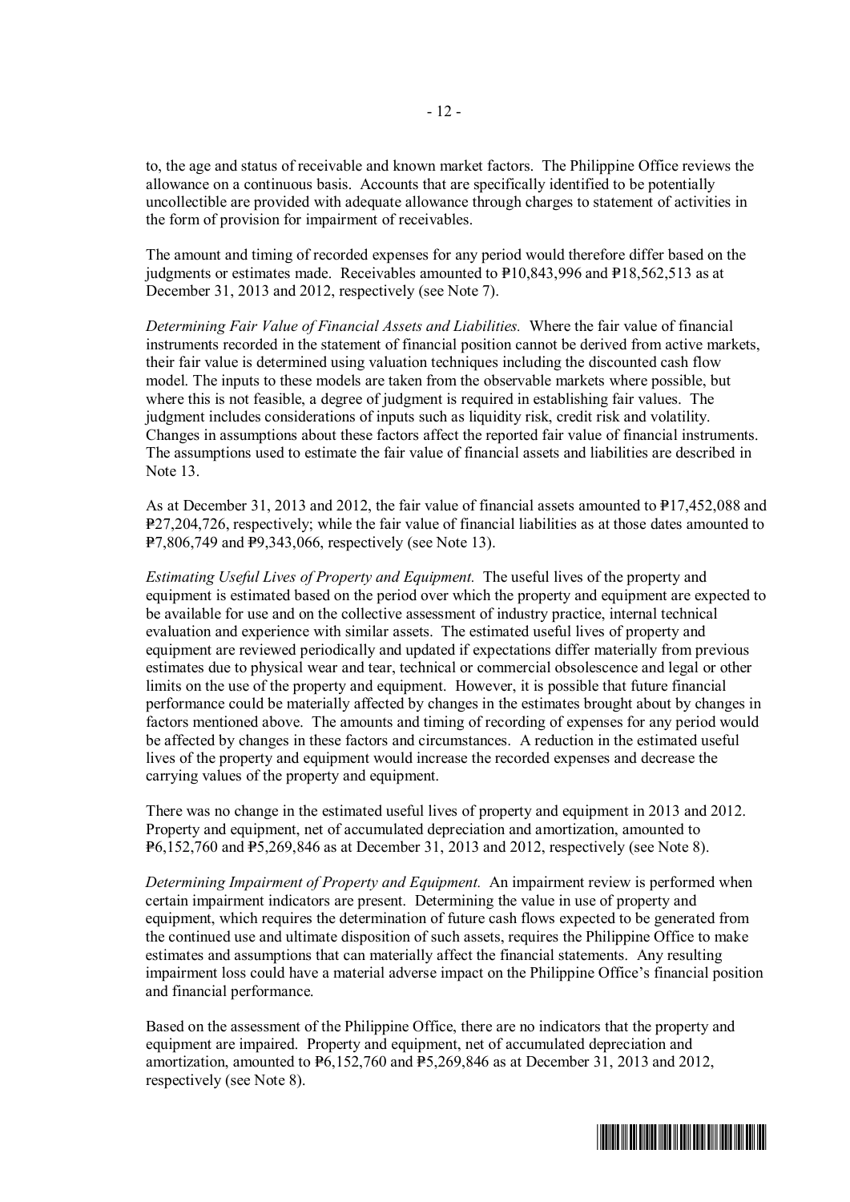to, the age and status of receivable and known market factors. The Philippine Office reviews the allowance on a continuous basis. Accounts that are specifically identified to be potentially uncollectible are provided with adequate allowance through charges to statement of activities in the form of provision for impairment of receivables.

The amount and timing of recorded expenses for any period would therefore differ based on the judgments or estimates made. Receivables amounted to ₱10,843,996 and ₱18,562,513 as at December 31, 2013 and 2012, respectively (see Note 7).

*Determining Fair Value of Financial Assets and Liabilities.* Where the fair value of financial instruments recorded in the statement of financial position cannot be derived from active markets, their fair value is determined using valuation techniques including the discounted cash flow model. The inputs to these models are taken from the observable markets where possible, but where this is not feasible, a degree of judgment is required in establishing fair values. The judgment includes considerations of inputs such as liquidity risk, credit risk and volatility. Changes in assumptions about these factors affect the reported fair value of financial instruments. The assumptions used to estimate the fair value of financial assets and liabilities are described in Note 13.

As at December 31, 2013 and 2012, the fair value of financial assets amounted to ₱17,452,088 and ₱27,204,726, respectively; while the fair value of financial liabilities as at those dates amounted to ₱7,806,749 and ₱9,343,066, respectively (see Note 13).

*Estimating Useful Lives of Property and Equipment.* The useful lives of the property and equipment is estimated based on the period over which the property and equipment are expected to be available for use and on the collective assessment of industry practice, internal technical evaluation and experience with similar assets. The estimated useful lives of property and equipment are reviewed periodically and updated if expectations differ materially from previous estimates due to physical wear and tear, technical or commercial obsolescence and legal or other limits on the use of the property and equipment. However, it is possible that future financial performance could be materially affected by changes in the estimates brought about by changes in factors mentioned above. The amounts and timing of recording of expenses for any period would be affected by changes in these factors and circumstances. A reduction in the estimated useful lives of the property and equipment would increase the recorded expenses and decrease the carrying values of the property and equipment.

There was no change in the estimated useful lives of property and equipment in 2013 and 2012. Property and equipment, net of accumulated depreciation and amortization, amounted to ₱6,152,760 and ₱5,269,846 as at December 31, 2013 and 2012, respectively (see Note 8).

*Determining Impairment of Property and Equipment.* An impairment review is performed when certain impairment indicators are present. Determining the value in use of property and equipment, which requires the determination of future cash flows expected to be generated from the continued use and ultimate disposition of such assets, requires the Philippine Office to make estimates and assumptions that can materially affect the financial statements. Any resulting impairment loss could have a material adverse impact on the Philippine Office's financial position and financial performance.

Based on the assessment of the Philippine Office, there are no indicators that the property and equipment are impaired. Property and equipment, net of accumulated depreciation and amortization, amounted to ₱6,152,760 and ₱5,269,846 as at December 31, 2013 and 2012, respectively (see Note 8).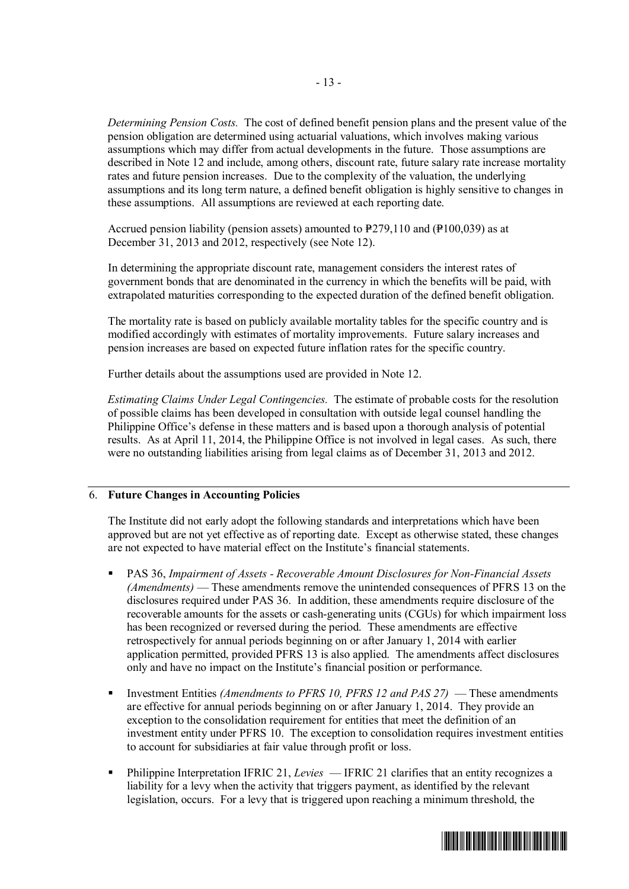*Determining Pension Costs.* The cost of defined benefit pension plans and the present value of the pension obligation are determined using actuarial valuations, which involves making various assumptions which may differ from actual developments in the future. Those assumptions are described in Note 12 and include, among others, discount rate, future salary rate increase mortality rates and future pension increases. Due to the complexity of the valuation, the underlying assumptions and its long term nature, a defined benefit obligation is highly sensitive to changes in these assumptions. All assumptions are reviewed at each reporting date.

Accrued pension liability (pension assets) amounted to ₱279,110 and (₱100,039) as at December 31, 2013 and 2012, respectively (see Note 12).

In determining the appropriate discount rate, management considers the interest rates of government bonds that are denominated in the currency in which the benefits will be paid, with extrapolated maturities corresponding to the expected duration of the defined benefit obligation.

The mortality rate is based on publicly available mortality tables for the specific country and is modified accordingly with estimates of mortality improvements. Future salary increases and pension increases are based on expected future inflation rates for the specific country.

Further details about the assumptions used are provided in Note 12.

*Estimating Claims Under Legal Contingencies.* The estimate of probable costs for the resolution of possible claims has been developed in consultation with outside legal counsel handling the Philippine Office's defense in these matters and is based upon a thorough analysis of potential results. As at April 11, 2014, the Philippine Office is not involved in legal cases. As such, there were no outstanding liabilities arising from legal claims as of December 31, 2013 and 2012.

## 6. Future Changes in Accounting Policies

The Institute did not early adopt the following standards and interpretations which have been approved but are not yet effective as of reporting date. Except as otherwise stated, these changes are not expected to have material effect on the Institute's financial statements.

- PAS 36, *Impairment of Assets - Recoverable Amount Disclosures for Non-Financial Assets (Amendments)* — These amendments remove the unintended consequences of PFRS 13 on the disclosures required under PAS 36. In addition, these amendments require disclosure of the recoverable amounts for the assets or cash-generating units (CGUs) for which impairment loss has been recognized or reversed during the period. These amendments are effective retrospectively for annual periods beginning on or after January 1, 2014 with earlier application permitted, provided PFRS 13 is also applied. The amendments affect disclosures only and have no impact on the Institute's financial position or performance.
- Investment Entities *(Amendments to PFRS 10, PFRS 12 and PAS 27)* — These amendments are effective for annual periods beginning on or after January 1, 2014. They provide an exception to the consolidation requirement for entities that meet the definition of an investment entity under PFRS 10. The exception to consolidation requires investment entities to account for subsidiaries at fair value through profit or loss.
- Philippine Interpretation IFRIC 21, *Levies* — IFRIC 21 clarifies that an entity recognizes a liability for a levy when the activity that triggers payment, as identified by the relevant legislation, occurs. For a levy that is triggered upon reaching a minimum threshold, the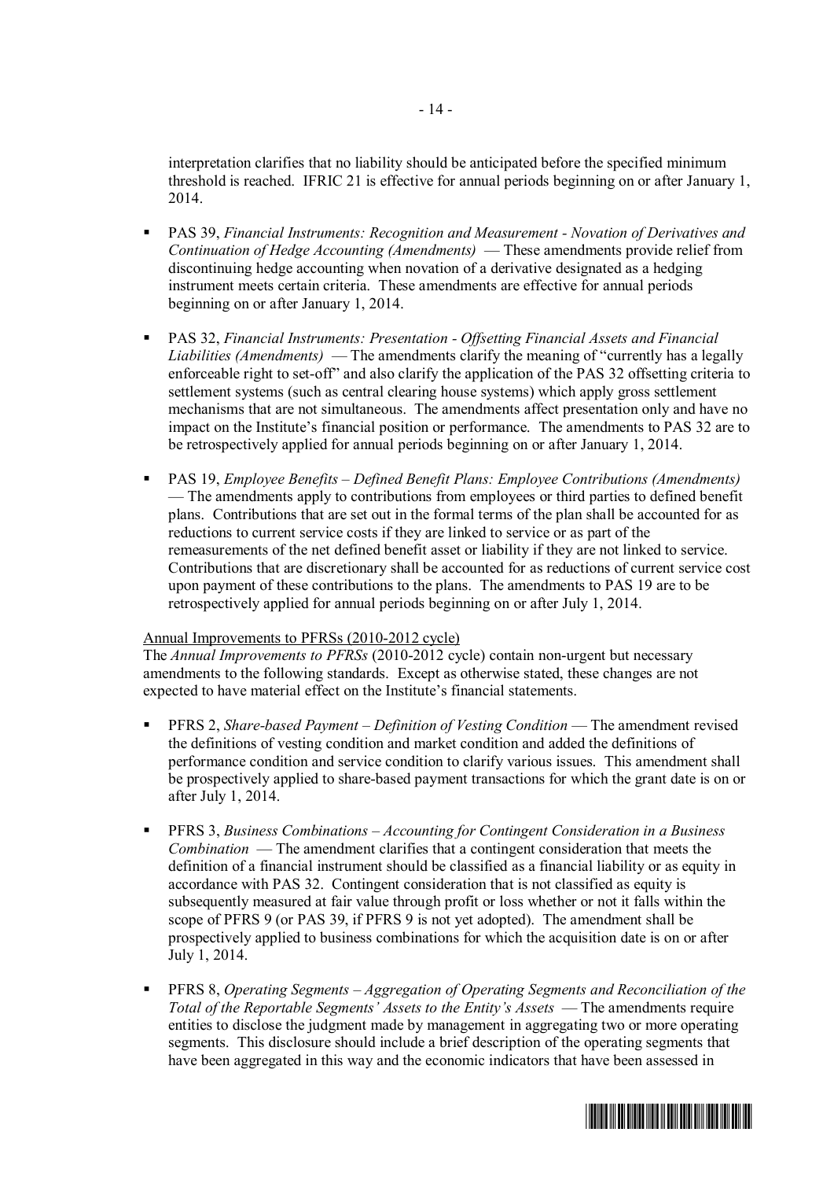interpretation clarifies that no liability should be anticipated before the specified minimum threshold is reached. IFRIC 21 is effective for annual periods beginning on or after January 1, 2014.

- PAS 39, *Financial Instruments: Recognition and Measurement - Novation of Derivatives and Continuation of Hedge Accounting (Amendments)* — These amendments provide relief from discontinuing hedge accounting when novation of a derivative designated as a hedging instrument meets certain criteria. These amendments are effective for annual periods beginning on or after January 1, 2014.

- PAS 32, *Financial Instruments: Presentation - Offsetting Financial Assets and Financial Liabilities (Amendments)* — The amendments clarify the meaning of "currently has a legally enforceable right to set-off" and also clarify the application of the PAS 32 offsetting criteria to settlement systems (such as central clearing house systems) which apply gross settlement mechanisms that are not simultaneous. The amendments affect presentation only and have no impact on the Institute's financial position or performance. The amendments to PAS 32 are to be retrospectively applied for annual periods beginning on or after January 1, 2014.

- PAS 19, *Employee Benefits – Defined Benefit Plans: Employee Contributions (Amendments)* — The amendments apply to contributions from employees or third parties to defined benefit plans. Contributions that are set out in the formal terms of the plan shall be accounted for as reductions to current service costs if they are linked to service or as part of the remeasurements of the net defined benefit asset or liability if they are not linked to service. Contributions that are discretionary shall be accounted for as reductions of current service cost upon payment of these contributions to the plans. The amendments to PAS 19 are to be retrospectively applied for annual periods beginning on or after July 1, 2014.

Annual Improvements to PFRSs (2010-2012 cycle)

The *Annual Improvements to PFRSs* (2010-2012 cycle) contain non-urgent but necessary amendments to the following standards. Except as otherwise stated, these changes are not expected to have material effect on the Institute's financial statements.

- PFRS 2, *Share-based Payment – Definition of Vesting Condition* — The amendment revised the definitions of vesting condition and market condition and added the definitions of performance condition and service condition to clarify various issues. This amendment shall be prospectively applied to share-based payment transactions for which the grant date is on or after July 1, 2014.

- PFRS 3, *Business Combinations – Accounting for Contingent Consideration in a Business Combination* — The amendment clarifies that a contingent consideration that meets the definition of a financial instrument should be classified as a financial liability or as equity in accordance with PAS 32. Contingent consideration that is not classified as equity is subsequently measured at fair value through profit or loss whether or not it falls within the scope of PFRS 9 (or PAS 39, if PFRS 9 is not yet adopted). The amendment shall be prospectively applied to business combinations for which the acquisition date is on or after July 1, 2014.

- PFRS 8, *Operating Segments – Aggregation of Operating Segments and Reconciliation of the Total of the Reportable Segments' Assets to the Entity's Assets* — The amendments require entities to disclose the judgment made by management in aggregating two or more operating segments. This disclosure should include a brief description of the operating segments that have been aggregated in this way and the economic indicators that have been assessed in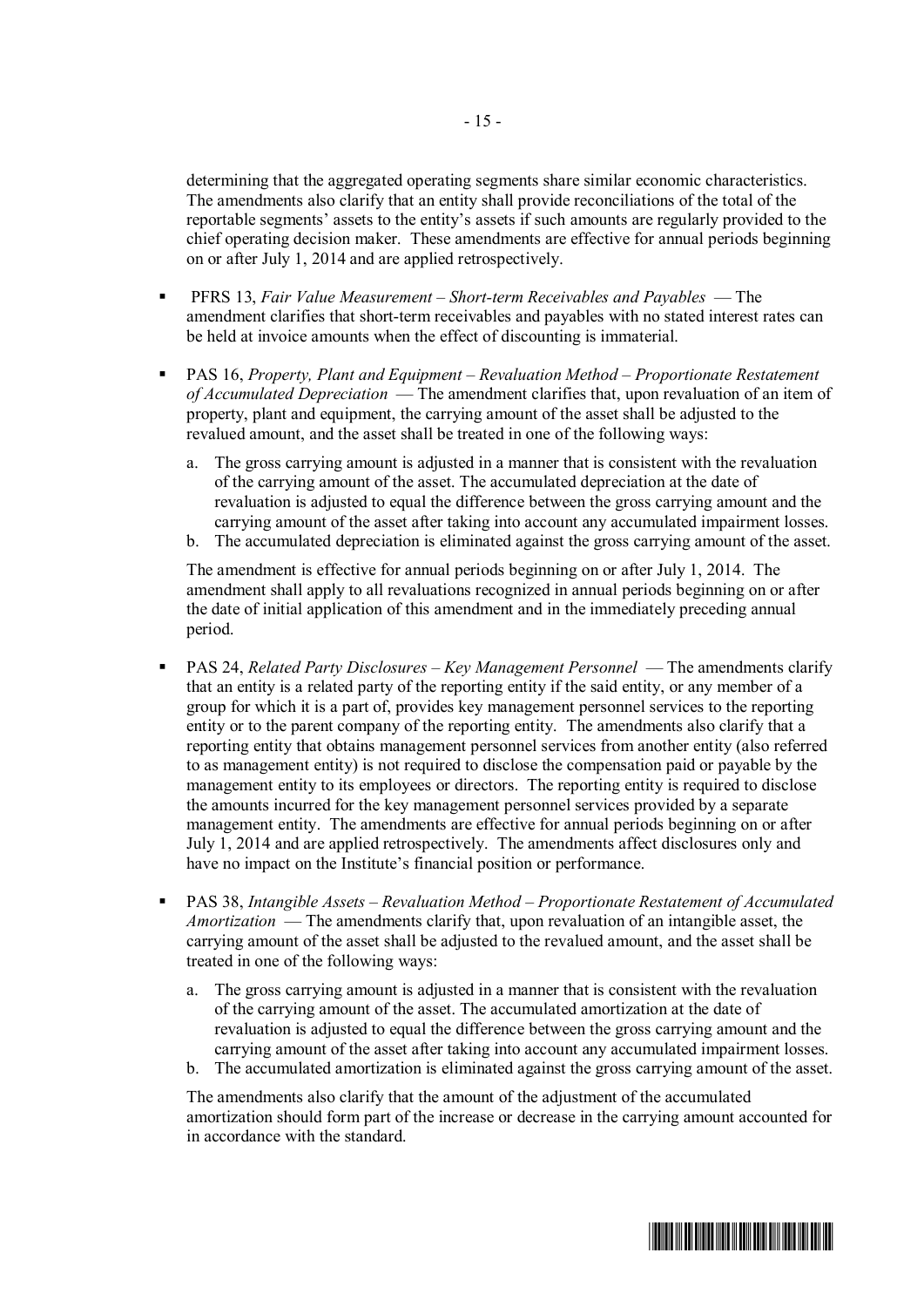determining that the aggregated operating segments share similar economic characteristics. The amendments also clarify that an entity shall provide reconciliations of the total of the reportable segments' assets to the entity's assets if such amounts are regularly provided to the chief operating decision maker. These amendments are effective for annual periods beginning on or after July 1, 2014 and are applied retrospectively.

- PFRS 13, *Fair Value Measurement – Short-term Receivables and Payables* — The amendment clarifies that short-term receivables and payables with no stated interest rates can be held at invoice amounts when the effect of discounting is immaterial.

- PAS 16, *Property, Plant and Equipment – Revaluation Method – Proportionate Restatement of Accumulated Depreciation* — The amendment clarifies that, upon revaluation of an item of property, plant and equipment, the carrying amount of the asset shall be adjusted to the revalued amount, and the asset shall be treated in one of the following ways:

  a. The gross carrying amount is adjusted in a manner that is consistent with the revaluation of the carrying amount of the asset. The accumulated depreciation at the date of revaluation is adjusted to equal the difference between the gross carrying amount and the carrying amount of the asset after taking into account any accumulated impairment losses.
  b. The accumulated depreciation is eliminated against the gross carrying amount of the asset.

  The amendment is effective for annual periods beginning on or after July 1, 2014. The amendment shall apply to all revaluations recognized in annual periods beginning on or after the date of initial application of this amendment and in the immediately preceding annual period.

- PAS 24, *Related Party Disclosures – Key Management Personnel* — The amendments clarify that an entity is a related party of the reporting entity if the said entity, or any member of a group for which it is a part of, provides key management personnel services to the reporting entity or to the parent company of the reporting entity. The amendments also clarify that a reporting entity that obtains management personnel services from another entity (also referred to as management entity) is not required to disclose the compensation paid or payable by the management entity to its employees or directors. The reporting entity is required to disclose the amounts incurred for the key management personnel services provided by a separate management entity. The amendments are effective for annual periods beginning on or after July 1, 2014 and are applied retrospectively. The amendments affect disclosures only and have no impact on the Institute's financial position or performance.

- PAS 38, *Intangible Assets – Revaluation Method – Proportionate Restatement of Accumulated Amortization* — The amendments clarify that, upon revaluation of an intangible asset, the carrying amount of the asset shall be adjusted to the revalued amount, and the asset shall be treated in one of the following ways:

  a. The gross carrying amount is adjusted in a manner that is consistent with the revaluation of the carrying amount of the asset. The accumulated amortization at the date of revaluation is adjusted to equal the difference between the gross carrying amount and the carrying amount of the asset after taking into account any accumulated impairment losses.
  b. The accumulated amortization is eliminated against the gross carrying amount of the asset.

  The amendments also clarify that the amount of the adjustment of the accumulated amortization should form part of the increase or decrease in the carrying amount accounted for in accordance with the standard.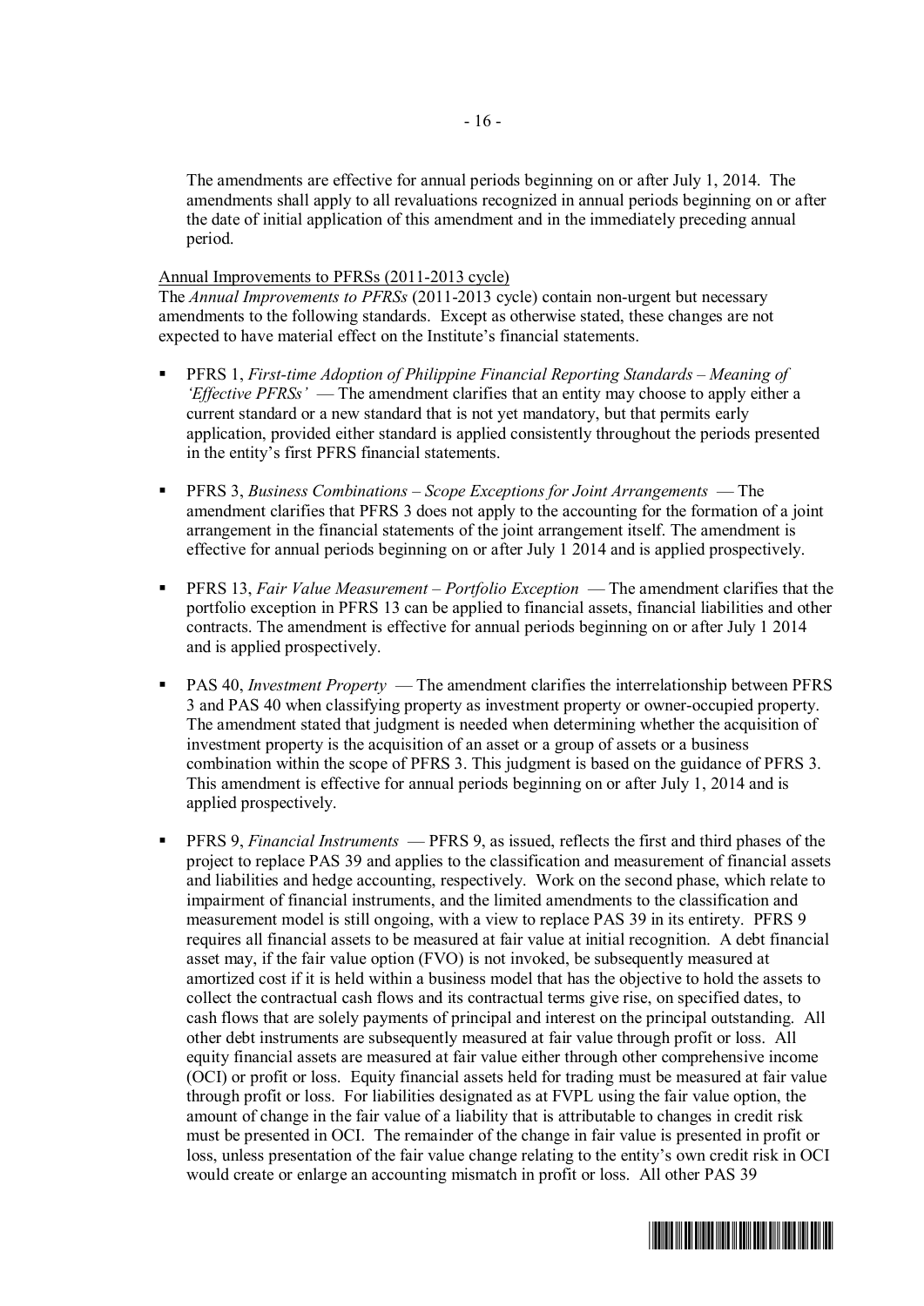The amendments are effective for annual periods beginning on or after July 1, 2014. The amendments shall apply to all revaluations recognized in annual periods beginning on or after the date of initial application of this amendment and in the immediately preceding annual period.

Annual Improvements to PFRSs (2011-2013 cycle)

The *Annual Improvements to PFRSs* (2011-2013 cycle) contain non-urgent but necessary amendments to the following standards. Except as otherwise stated, these changes are not expected to have material effect on the Institute's financial statements.

- PFRS 1, *First-time Adoption of Philippine Financial Reporting Standards – Meaning of 'Effective PFRSs'* — The amendment clarifies that an entity may choose to apply either a current standard or a new standard that is not yet mandatory, but that permits early application, provided either standard is applied consistently throughout the periods presented in the entity's first PFRS financial statements.

- PFRS 3, *Business Combinations – Scope Exceptions for Joint Arrangements* — The amendment clarifies that PFRS 3 does not apply to the accounting for the formation of a joint arrangement in the financial statements of the joint arrangement itself. The amendment is effective for annual periods beginning on or after July 1 2014 and is applied prospectively.

- PFRS 13, *Fair Value Measurement – Portfolio Exception* — The amendment clarifies that the portfolio exception in PFRS 13 can be applied to financial assets, financial liabilities and other contracts. The amendment is effective for annual periods beginning on or after July 1 2014 and is applied prospectively.

- PAS 40, *Investment Property* — The amendment clarifies the interrelationship between PFRS 3 and PAS 40 when classifying property as investment property or owner-occupied property. The amendment stated that judgment is needed when determining whether the acquisition of investment property is the acquisition of an asset or a group of assets or a business combination within the scope of PFRS 3. This judgment is based on the guidance of PFRS 3. This amendment is effective for annual periods beginning on or after July 1, 2014 and is applied prospectively.

- PFRS 9, *Financial Instruments* — PFRS 9, as issued, reflects the first and third phases of the project to replace PAS 39 and applies to the classification and measurement of financial assets and liabilities and hedge accounting, respectively. Work on the second phase, which relate to impairment of financial instruments, and the limited amendments to the classification and measurement model is still ongoing, with a view to replace PAS 39 in its entirety. PFRS 9 requires all financial assets to be measured at fair value at initial recognition. A debt financial asset may, if the fair value option (FVO) is not invoked, be subsequently measured at amortized cost if it is held within a business model that has the objective to hold the assets to collect the contractual cash flows and its contractual terms give rise, on specified dates, to cash flows that are solely payments of principal and interest on the principal outstanding. All other debt instruments are subsequently measured at fair value through profit or loss. All equity financial assets are measured at fair value either through other comprehensive income (OCI) or profit or loss. Equity financial assets held for trading must be measured at fair value through profit or loss. For liabilities designated as at FVPL using the fair value option, the amount of change in the fair value of a liability that is attributable to changes in credit risk must be presented in OCI. The remainder of the change in fair value is presented in profit or loss, unless presentation of the fair value change relating to the entity's own credit risk in OCI would create or enlarge an accounting mismatch in profit or loss. All other PAS 39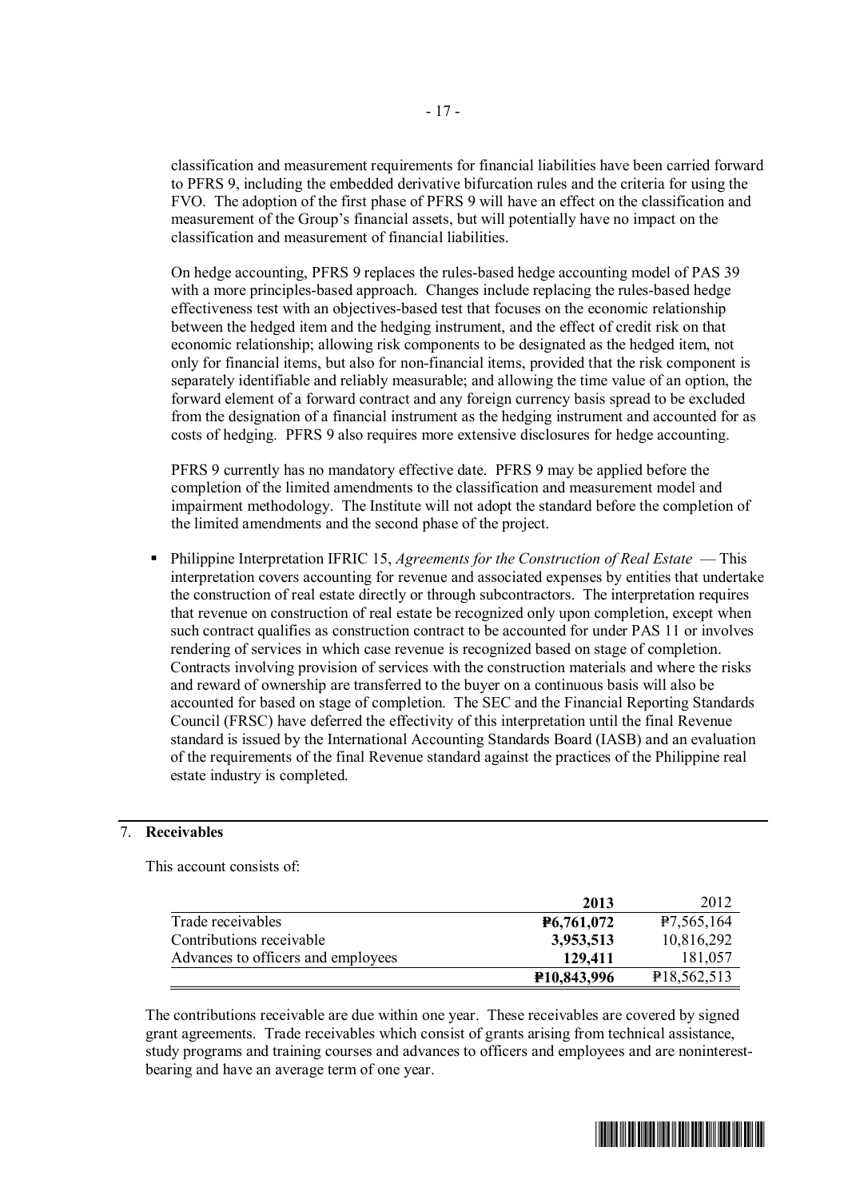classification and measurement requirements for financial liabilities have been carried forward to PFRS 9, including the embedded derivative bifurcation rules and the criteria for using the FVO. The adoption of the first phase of PFRS 9 will have an effect on the classification and measurement of the Group's financial assets, but will potentially have no impact on the classification and measurement of financial liabilities.

On hedge accounting, PFRS 9 replaces the rules-based hedge accounting model of PAS 39 with a more principles-based approach. Changes include replacing the rules-based hedge effectiveness test with an objectives-based test that focuses on the economic relationship between the hedged item and the hedging instrument, and the effect of credit risk on that economic relationship; allowing risk components to be designated as the hedged item, not only for financial items, but also for non-financial items, provided that the risk component is separately identifiable and reliably measurable; and allowing the time value of an option, the forward element of a forward contract and any foreign currency basis spread to be excluded from the designation of a financial instrument as the hedging instrument and accounted for as costs of hedging. PFRS 9 also requires more extensive disclosures for hedge accounting.

PFRS 9 currently has no mandatory effective date. PFRS 9 may be applied before the completion of the limited amendments to the classification and measurement model and impairment methodology. The Institute will not adopt the standard before the completion of the limited amendments and the second phase of the project.

- Philippine Interpretation IFRIC 15, *Agreements for the Construction of Real Estate* — This interpretation covers accounting for revenue and associated expenses by entities that undertake the construction of real estate directly or through subcontractors. The interpretation requires that revenue on construction of real estate be recognized only upon completion, except when such contract qualifies as construction contract to be accounted for under PAS 11 or involves rendering of services in which case revenue is recognized based on stage of completion. Contracts involving provision of services with the construction materials and where the risks and reward of ownership are transferred to the buyer on a continuous basis will also be accounted for based on stage of completion. The SEC and the Financial Reporting Standards Council (FRSC) have deferred the effectivity of this interpretation until the final Revenue standard is issued by the International Accounting Standards Board (IASB) and an evaluation of the requirements of the final Revenue standard against the practices of the Philippine real estate industry is completed.

## 7. Receivables

This account consists of:

| | **2013** | 2012 |
|---|---|---|
| Trade receivables | **₱6,761,072** | ₱7,565,164 |
| Contributions receivable | **3,953,513** | 10,816,292 |
| Advances to officers and employees | **129,411** | 181,057 |
| | **₱10,843,996** | ₱18,562,513 |

The contributions receivable are due within one year. These receivables are covered by signed grant agreements. Trade receivables which consist of grants arising from technical assistance, study programs and training courses and advances to officers and employees and are noninterest-bearing and have an average term of one year.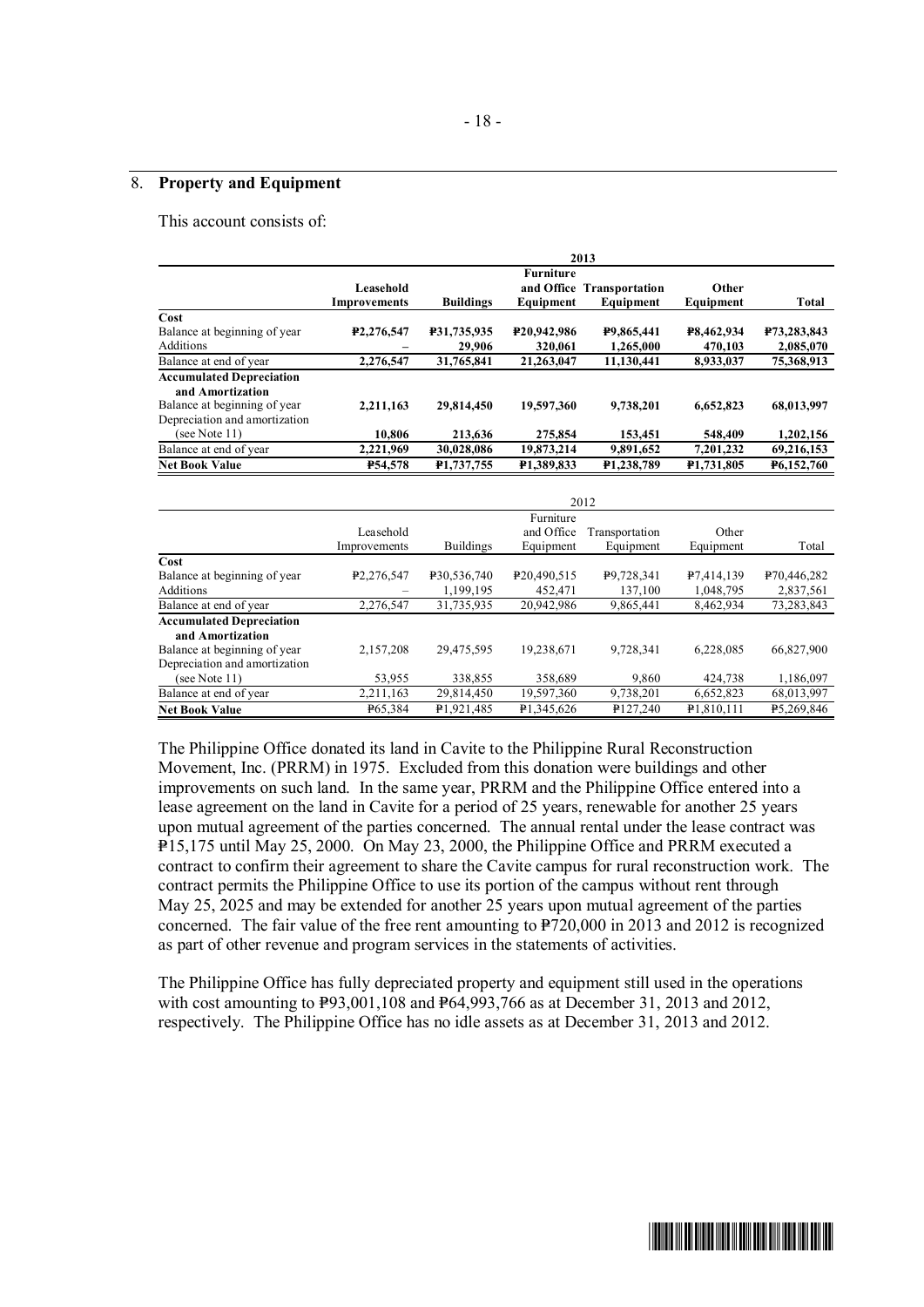## 8. **Property and Equipment**

This account consists of:

| | 2013 | | | | | |
|---|---|---|---|---|---|---|
| | **Leasehold Improvements** | **Buildings** | **Furniture and Office Equipment** | **Transportation Equipment** | **Other Equipment** | **Total** |
| **Cost** | | | | | | |
| Balance at beginning of year | **₱2,276,547** | **₱31,735,935** | **₱20,942,986** | **₱9,865,441** | **₱8,462,934** | **₱73,283,843** |
| Additions | **–** | **29,906** | **320,061** | **1,265,000** | **470,103** | **2,085,070** |
| Balance at end of year | **2,276,547** | **31,765,841** | **21,263,047** | **11,130,441** | **8,933,037** | **75,368,913** |
| **Accumulated Depreciation and Amortization** | | | | | | |
| Balance at beginning of year | **2,211,163** | **29,814,450** | **19,597,360** | **9,738,201** | **6,652,823** | **68,013,997** |
| Depreciation and amortization (see Note 11) | **10,806** | **213,636** | **275,854** | **153,451** | **548,409** | **1,202,156** |
| Balance at end of year | **2,221,969** | **30,028,086** | **19,873,214** | **9,891,652** | **7,201,232** | **69,216,153** |
| **Net Book Value** | **₱54,578** | **₱1,737,755** | **₱1,389,833** | **₱1,238,789** | **₱1,731,805** | **₱6,152,760** |

| | 2012 | | | | | |
|---|---|---|---|---|---|---|
| | Leasehold Improvements | Buildings | Furniture and Office Equipment | Transportation Equipment | Other Equipment | Total |
| **Cost** | | | | | | |
| Balance at beginning of year | ₱2,276,547 | ₱30,536,740 | ₱20,490,515 | ₱9,728,341 | ₱7,414,139 | ₱70,446,282 |
| Additions | – | 1,199,195 | 452,471 | 137,100 | 1,048,795 | 2,837,561 |
| Balance at end of year | 2,276,547 | 31,735,935 | 20,942,986 | 9,865,441 | 8,462,934 | 73,283,843 |
| **Accumulated Depreciation and Amortization** | | | | | | |
| Balance at beginning of year | 2,157,208 | 29,475,595 | 19,238,671 | 9,728,341 | 6,228,085 | 66,827,900 |
| Depreciation and amortization (see Note 11) | 53,955 | 338,855 | 358,689 | 9,860 | 424,738 | 1,186,097 |
| Balance at end of year | 2,211,163 | 29,814,450 | 19,597,360 | 9,738,201 | 6,652,823 | 68,013,997 |
| **Net Book Value** | ₱65,384 | ₱1,921,485 | ₱1,345,626 | ₱127,240 | ₱1,810,111 | ₱5,269,846 |

The Philippine Office donated its land in Cavite to the Philippine Rural Reconstruction Movement, Inc. (PRRM) in 1975. Excluded from this donation were buildings and other improvements on such land. In the same year, PRRM and the Philippine Office entered into a lease agreement on the land in Cavite for a period of 25 years, renewable for another 25 years upon mutual agreement of the parties concerned. The annual rental under the lease contract was ₱15,175 until May 25, 2000. On May 23, 2000, the Philippine Office and PRRM executed a contract to confirm their agreement to share the Cavite campus for rural reconstruction work. The contract permits the Philippine Office to use its portion of the campus without rent through May 25, 2025 and may be extended for another 25 years upon mutual agreement of the parties concerned. The fair value of the free rent amounting to ₱720,000 in 2013 and 2012 is recognized as part of other revenue and program services in the statements of activities.

The Philippine Office has fully depreciated property and equipment still used in the operations with cost amounting to ₱93,001,108 and ₱64,993,766 as at December 31, 2013 and 2012, respectively. The Philippine Office has no idle assets as at December 31, 2013 and 2012.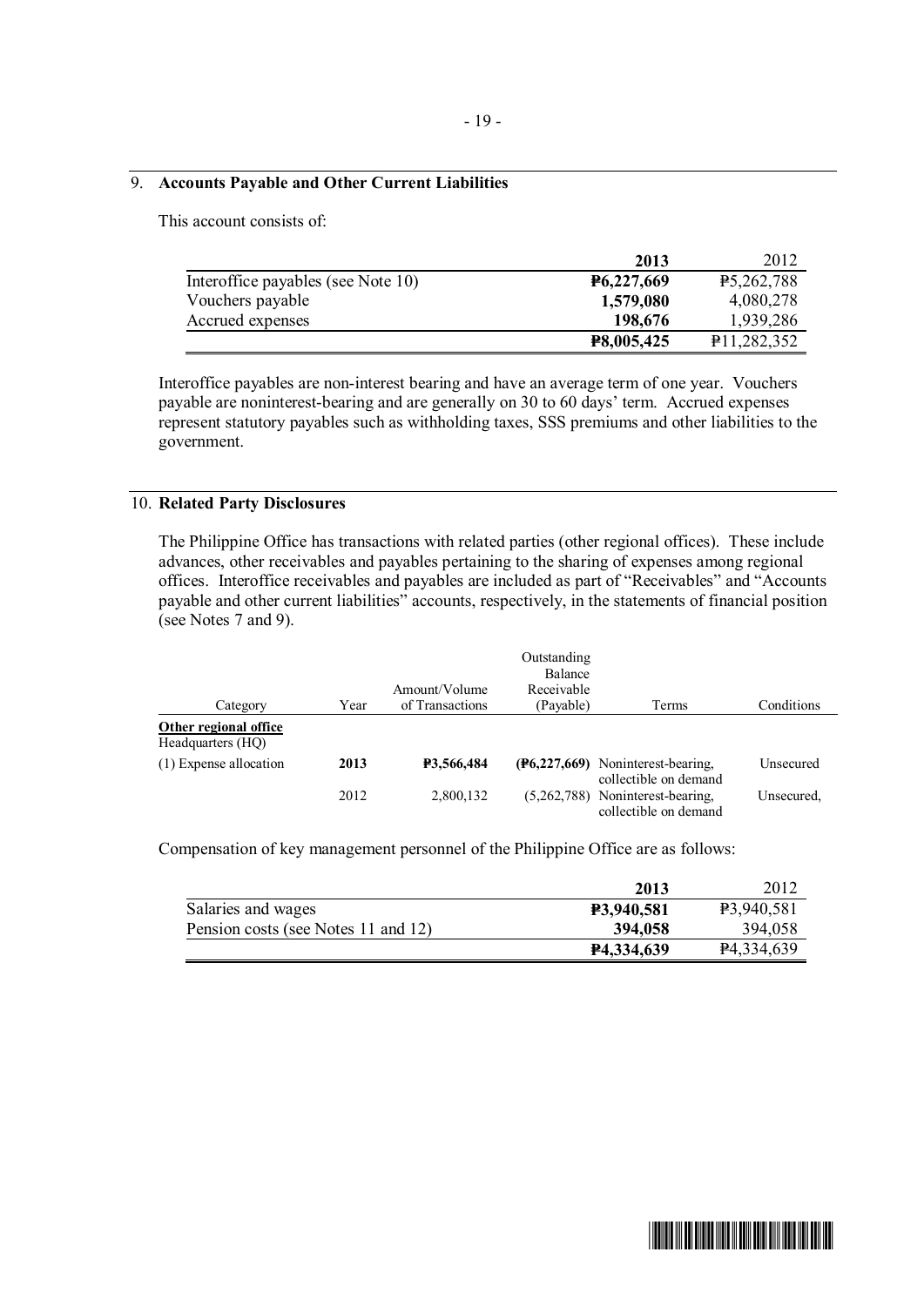## 9. Accounts Payable and Other Current Liabilities

This account consists of:

| | 2013 | 2012 |
|---|---|---|
| Interoffice payables (see Note 10) | **₱6,227,669** | ₱5,262,788 |
| Vouchers payable | **1,579,080** | 4,080,278 |
| Accrued expenses | **198,676** | 1,939,286 |
| | **₱8,005,425** | ₱11,282,352 |

Interoffice payables are non-interest bearing and have an average term of one year. Vouchers payable are noninterest-bearing and are generally on 30 to 60 days' term. Accrued expenses represent statutory payables such as withholding taxes, SSS premiums and other liabilities to the government.

## 10. Related Party Disclosures

The Philippine Office has transactions with related parties (other regional offices). These include advances, other receivables and payables pertaining to the sharing of expenses among regional offices. Interoffice receivables and payables are included as part of "Receivables" and "Accounts payable and other current liabilities" accounts, respectively, in the statements of financial position (see Notes 7 and 9).

| Category | Year | Amount/Volume of Transactions | Outstanding Balance Receivable (Payable) | Terms | Conditions |
|---|---|---|---|---|---|
| **Other regional office** Headquarters (HQ) | | | | | |
| (1) Expense allocation | **2013** | **₱3,566,484** | **(₱6,227,669)** | Noninterest-bearing, collectible on demand | Unsecured |
| | 2012 | 2,800,132 | (5,262,788) | Noninterest-bearing, collectible on demand | Unsecured, |

Compensation of key management personnel of the Philippine Office are as follows:

| | 2013 | 2012 |
|---|---|---|
| Salaries and wages | **₱3,940,581** | ₱3,940,581 |
| Pension costs (see Notes 11 and 12) | **394,058** | 394,058 |
| | **₱4,334,639** | ₱4,334,639 |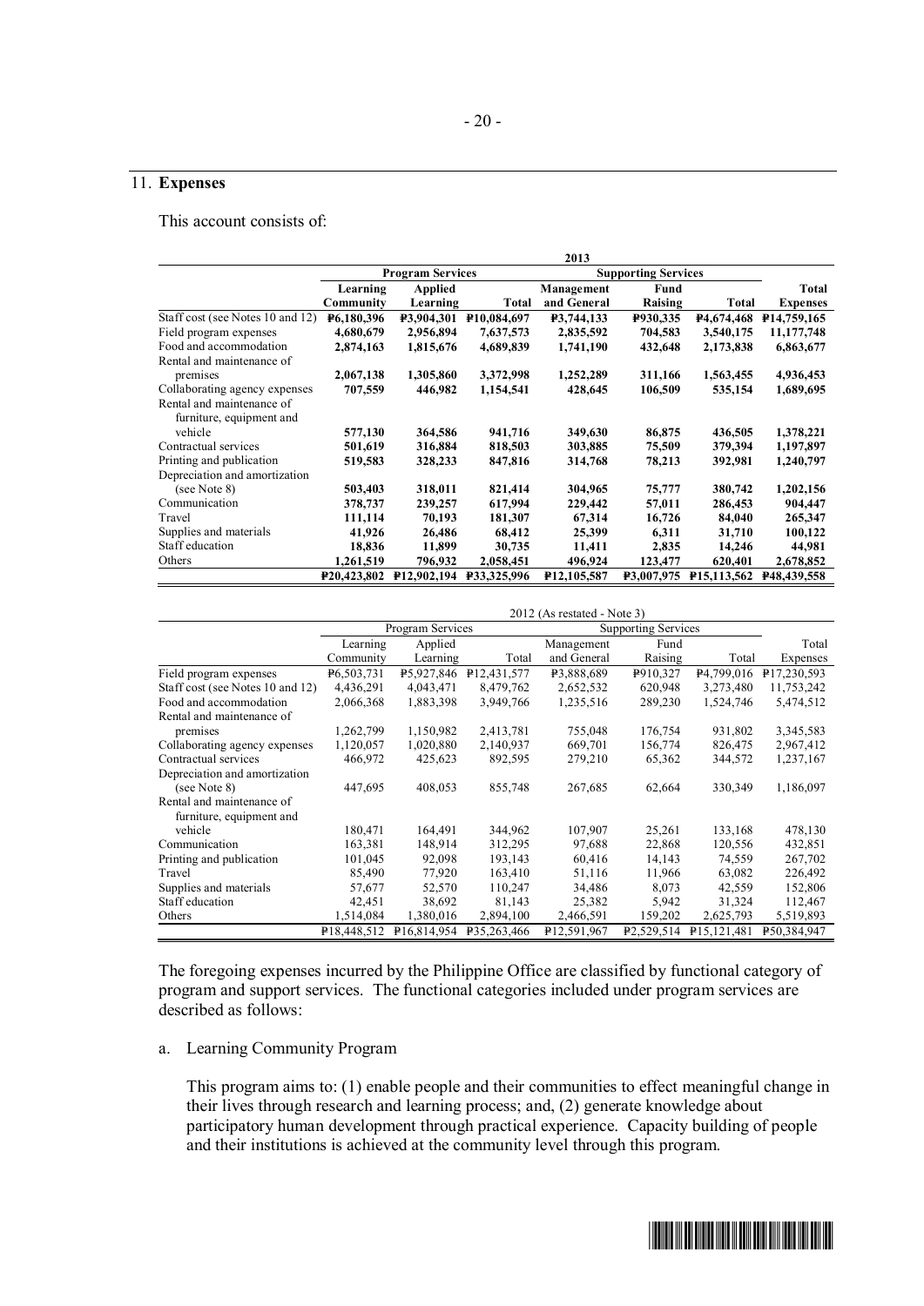## 11. **Expenses**

This account consists of:

| | **2013** | | | | | | |
|---|---|---|---|---|---|---|---|
| | **Program Services** | | | **Supporting Services** | | | |
| | **Learning Community** | **Applied Learning** | **Total** | **Management and General** | **Fund Raising** | **Total** | **Total Expenses** |
| Staff cost (see Notes 10 and 12) | **₱6,180,396** | **₱3,904,301** | **₱10,084,697** | **₱3,744,133** | **₱930,335** | **₱4,674,468** | **₱14,759,165** |
| Field program expenses | **4,680,679** | **2,956,894** | **7,637,573** | **2,835,592** | **704,583** | **3,540,175** | **11,177,748** |
| Food and accommodation | **2,874,163** | **1,815,676** | **4,689,839** | **1,741,190** | **432,648** | **2,173,838** | **6,863,677** |
| Rental and maintenance of premises | **2,067,138** | **1,305,860** | **3,372,998** | **1,252,289** | **311,166** | **1,563,455** | **4,936,453** |
| Collaborating agency expenses | **707,559** | **446,982** | **1,154,541** | **428,645** | **106,509** | **535,154** | **1,689,695** |
| Rental and maintenance of furniture, equipment and vehicle | **577,130** | **364,586** | **941,716** | **349,630** | **86,875** | **436,505** | **1,378,221** |
| Contractual services | **501,619** | **316,884** | **818,503** | **303,885** | **75,509** | **379,394** | **1,197,897** |
| Printing and publication | **519,583** | **328,233** | **847,816** | **314,768** | **78,213** | **392,981** | **1,240,797** |
| Depreciation and amortization (see Note 8) | **503,403** | **318,011** | **821,414** | **304,965** | **75,777** | **380,742** | **1,202,156** |
| Communication | **378,737** | **239,257** | **617,994** | **229,442** | **57,011** | **286,453** | **904,447** |
| Travel | **111,114** | **70,193** | **181,307** | **67,314** | **16,726** | **84,040** | **265,347** |
| Supplies and materials | **41,926** | **26,486** | **68,412** | **25,399** | **6,311** | **31,710** | **100,122** |
| Staff education | **18,836** | **11,899** | **30,735** | **11,411** | **2,835** | **14,246** | **44,981** |
| Others | **1,261,519** | **796,932** | **2,058,451** | **496,924** | **123,477** | **620,401** | **2,678,852** |
| | **₱20,423,802** | **₱12,902,194** | **₱33,325,996** | **₱12,105,587** | **₱3,007,975** | **₱15,113,562** | **₱48,439,558** |

| | 2012 (As restated - Note 3) | | | | | | |
|---|---|---|---|---|---|---|---|
| | Program Services | | | Supporting Services | | | |
| | Learning Community | Applied Learning | Total | Management and General | Fund Raising | Total | Total Expenses |
| Field program expenses | ₱6,503,731 | ₱5,927,846 | ₱12,431,577 | ₱3,888,689 | ₱910,327 | ₱4,799,016 | ₱17,230,593 |
| Staff cost (see Notes 10 and 12) | 4,436,291 | 4,043,471 | 8,479,762 | 2,652,532 | 620,948 | 3,273,480 | 11,753,242 |
| Food and accommodation | 2,066,368 | 1,883,398 | 3,949,766 | 1,235,516 | 289,230 | 1,524,746 | 5,474,512 |
| Rental and maintenance of premises | 1,262,799 | 1,150,982 | 2,413,781 | 755,048 | 176,754 | 931,802 | 3,345,583 |
| Collaborating agency expenses | 1,120,057 | 1,020,880 | 2,140,937 | 669,701 | 156,774 | 826,475 | 2,967,412 |
| Contractual services | 466,972 | 425,623 | 892,595 | 279,210 | 65,362 | 344,572 | 1,237,167 |
| Depreciation and amortization (see Note 8) | 447,695 | 408,053 | 855,748 | 267,685 | 62,664 | 330,349 | 1,186,097 |
| Rental and maintenance of furniture, equipment and vehicle | 180,471 | 164,491 | 344,962 | 107,907 | 25,261 | 133,168 | 478,130 |
| Communication | 163,381 | 148,914 | 312,295 | 97,688 | 22,868 | 120,556 | 432,851 |
| Printing and publication | 101,045 | 92,098 | 193,143 | 60,416 | 14,143 | 74,559 | 267,702 |
| Travel | 85,490 | 77,920 | 163,410 | 51,116 | 11,966 | 63,082 | 226,492 |
| Supplies and materials | 57,677 | 52,570 | 110,247 | 34,486 | 8,073 | 42,559 | 152,806 |
| Staff education | 42,451 | 38,692 | 81,143 | 25,382 | 5,942 | 31,324 | 112,467 |
| Others | 1,514,084 | 1,380,016 | 2,894,100 | 2,466,591 | 159,202 | 2,625,793 | 5,519,893 |
| | ₱18,448,512 | ₱16,814,954 | ₱35,263,466 | ₱12,591,967 | ₱2,529,514 | ₱15,121,481 | ₱50,384,947 |

The foregoing expenses incurred by the Philippine Office are classified by functional category of program and support services. The functional categories included under program services are described as follows:

a. Learning Community Program

   This program aims to: (1) enable people and their communities to effect meaningful change in their lives through research and learning process; and, (2) generate knowledge about participatory human development through practical experience. Capacity building of people and their institutions is achieved at the community level through this program.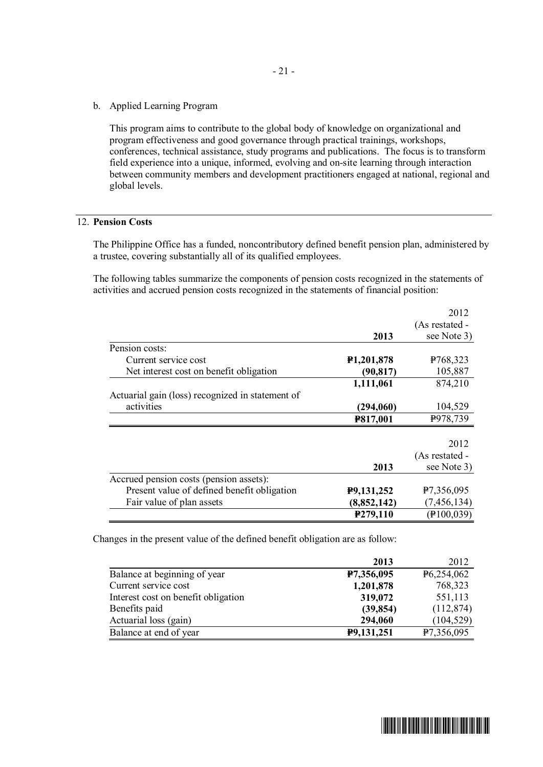b. Applied Learning Program

This program aims to contribute to the global body of knowledge on organizational and program effectiveness and good governance through practical trainings, workshops, conferences, technical assistance, study programs and publications. The focus is to transform field experience into a unique, informed, evolving and on-site learning through interaction between community members and development practitioners engaged at national, regional and global levels.

## 12. Pension Costs

The Philippine Office has a funded, noncontributory defined benefit pension plan, administered by a trustee, covering substantially all of its qualified employees.

The following tables summarize the components of pension costs recognized in the statements of activities and accrued pension costs recognized in the statements of financial position:

| | 2013 | 2012 (As restated - see Note 3) |
|---|---|---|
| Pension costs: | | |
| Current service cost | **₱1,201,878** | ₱768,323 |
| Net interest cost on benefit obligation | **(90,817)** | 105,887 |
| | **1,111,061** | 874,210 |
| Actuarial gain (loss) recognized in statement of activities | **(294,060)** | 104,529 |
| | **₱817,001** | ₱978,739 |

| | 2013 | 2012 (As restated - see Note 3) |
|---|---|---|
| Accrued pension costs (pension assets): | | |
| Present value of defined benefit obligation | **₱9,131,252** | ₱7,356,095 |
| Fair value of plan assets | **(8,852,142)** | (7,456,134) |
| | **₱279,110** | (₱100,039) |

Changes in the present value of the defined benefit obligation are as follow:

| | 2013 | 2012 |
|---|---|---|
| Balance at beginning of year | **₱7,356,095** | ₱6,254,062 |
| Current service cost | **1,201,878** | 768,323 |
| Interest cost on benefit obligation | **319,072** | 551,113 |
| Benefits paid | **(39,854)** | (112,874) |
| Actuarial loss (gain) | **294,060** | (104,529) |
| Balance at end of year | **₱9,131,251** | ₱7,356,095 |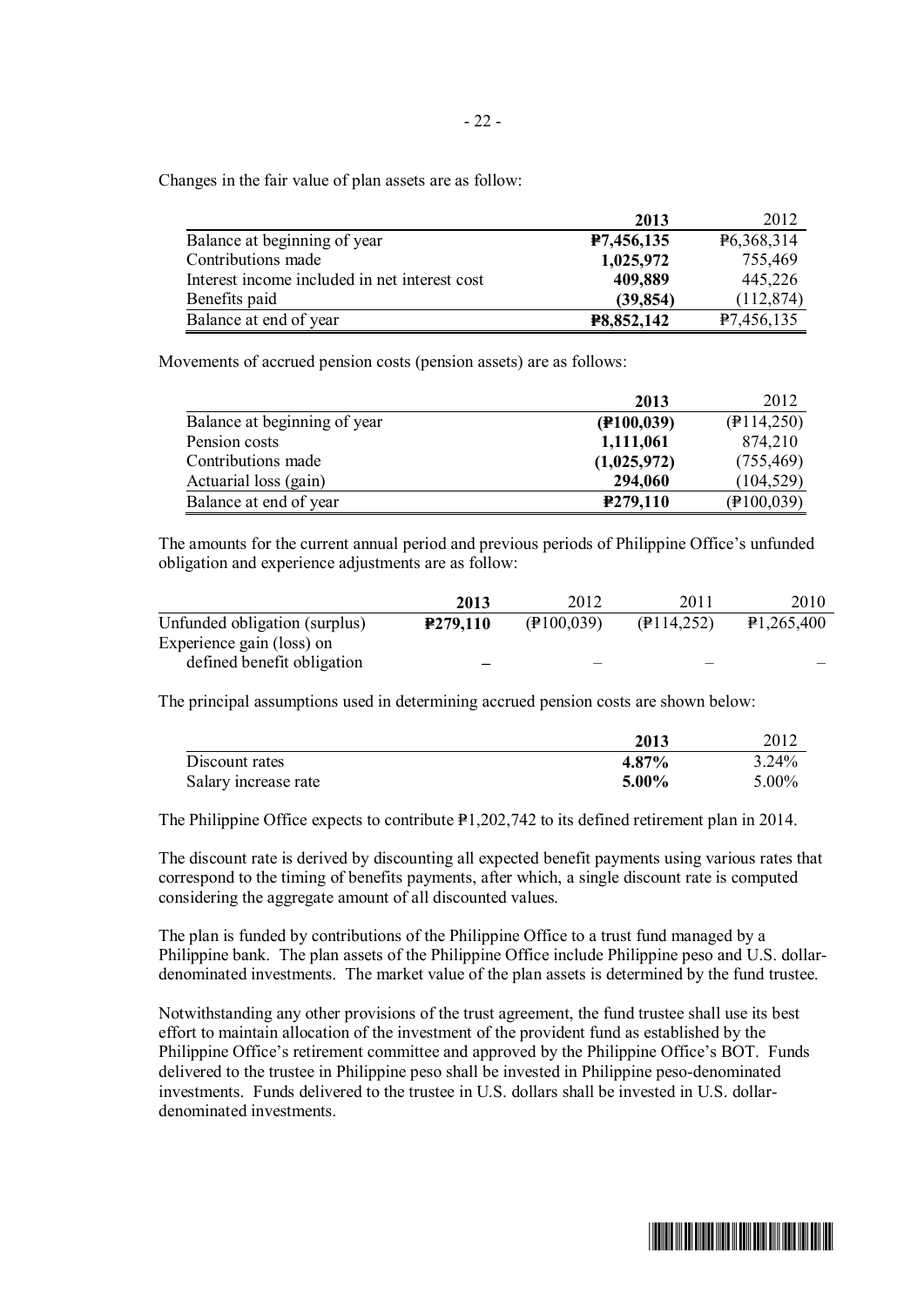Changes in the fair value of plan assets are as follow:

| | 2013 | 2012 |
|---|---|---|
| Balance at beginning of year | **₱7,456,135** | ₱6,368,314 |
| Contributions made | **1,025,972** | 755,469 |
| Interest income included in net interest cost | **409,889** | 445,226 |
| Benefits paid | **(39,854)** | (112,874) |
| Balance at end of year | **₱8,852,142** | ₱7,456,135 |

Movements of accrued pension costs (pension assets) are as follows:

| | 2013 | 2012 |
|---|---|---|
| Balance at beginning of year | **(₱100,039)** | (₱114,250) |
| Pension costs | **1,111,061** | 874,210 |
| Contributions made | **(1,025,972)** | (755,469) |
| Actuarial loss (gain) | **294,060** | (104,529) |
| Balance at end of year | **₱279,110** | (₱100,039) |

The amounts for the current annual period and previous periods of Philippine Office's unfunded obligation and experience adjustments are as follow:

| | 2013 | 2012 | 2011 | 2010 |
|---|---|---|---|---|
| Unfunded obligation (surplus) | **₱279,110** | (₱100,039) | (₱114,252) | ₱1,265,400 |
| Experience gain (loss) on defined benefit obligation | **–** | – | – | – |

The principal assumptions used in determining accrued pension costs are shown below:

| | 2013 | 2012 |
|---|---|---|
| Discount rates | **4.87%** | 3.24% |
| Salary increase rate | **5.00%** | 5.00% |

The Philippine Office expects to contribute ₱1,202,742 to its defined retirement plan in 2014.

The discount rate is derived by discounting all expected benefit payments using various rates that correspond to the timing of benefits payments, after which, a single discount rate is computed considering the aggregate amount of all discounted values.

The plan is funded by contributions of the Philippine Office to a trust fund managed by a Philippine bank. The plan assets of the Philippine Office include Philippine peso and U.S. dollar-denominated investments. The market value of the plan assets is determined by the fund trustee.

Notwithstanding any other provisions of the trust agreement, the fund trustee shall use its best effort to maintain allocation of the investment of the provident fund as established by the Philippine Office's retirement committee and approved by the Philippine Office's BOT. Funds delivered to the trustee in Philippine peso shall be invested in Philippine peso-denominated investments. Funds delivered to the trustee in U.S. dollars shall be invested in U.S. dollar-denominated investments.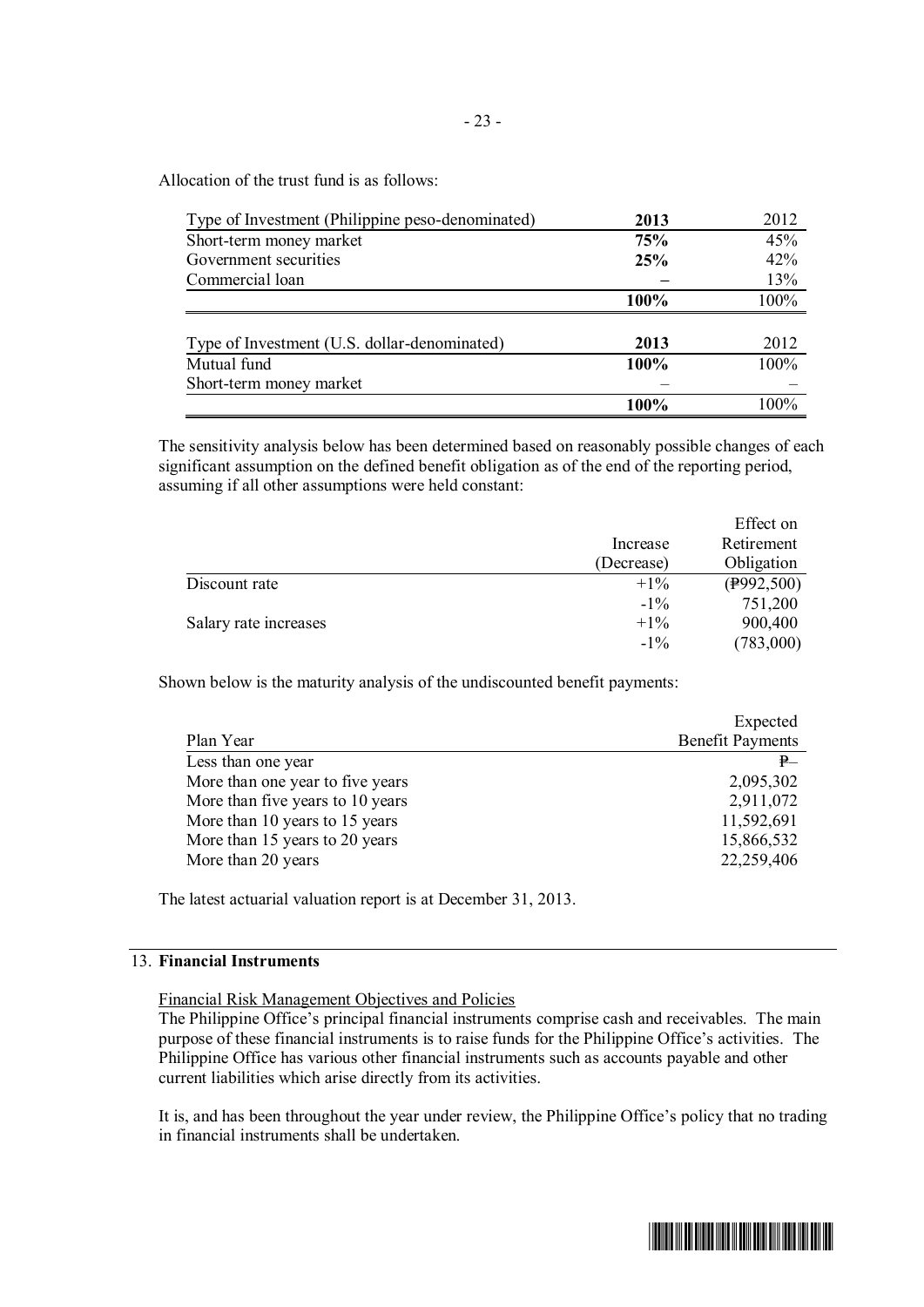Allocation of the trust fund is as follows:

| Type of Investment (Philippine peso-denominated) | **2013** | 2012 |
|---|---|---|
| Short-term money market | **75%** | 45% |
| Government securities | **25%** | 42% |
| Commercial loan | **–** | 13% |
| | **100%** | 100% |

| Type of Investment (U.S. dollar-denominated) | **2013** | 2012 |
|---|---|---|
| Mutual fund | **100%** | 100% |
| Short-term money market | – | – |
| | **100%** | 100% |

The sensitivity analysis below has been determined based on reasonably possible changes of each significant assumption on the defined benefit obligation as of the end of the reporting period, assuming if all other assumptions were held constant:

| | Increase (Decrease) | Effect on Retirement Obligation |
|---|---|---|
| Discount rate | +1% | (₱992,500) |
| | -1% | 751,200 |
| Salary rate increases | +1% | 900,400 |
| | -1% | (783,000) |

Shown below is the maturity analysis of the undiscounted benefit payments:

| Plan Year | Expected Benefit Payments |
|---|---|
| Less than one year | ₱– |
| More than one year to five years | 2,095,302 |
| More than five years to 10 years | 2,911,072 |
| More than 10 years to 15 years | 11,592,691 |
| More than 15 years to 20 years | 15,866,532 |
| More than 20 years | 22,259,406 |

The latest actuarial valuation report is at December 31, 2013.

## 13. Financial Instruments

Financial Risk Management Objectives and Policies

The Philippine Office's principal financial instruments comprise cash and receivables. The main purpose of these financial instruments is to raise funds for the Philippine Office's activities. The Philippine Office has various other financial instruments such as accounts payable and other current liabilities which arise directly from its activities.

It is, and has been throughout the year under review, the Philippine Office's policy that no trading in financial instruments shall be undertaken.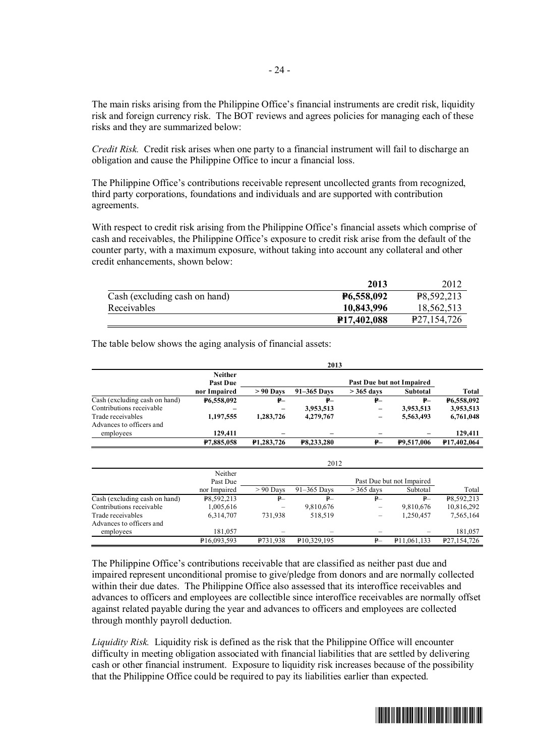The main risks arising from the Philippine Office's financial instruments are credit risk, liquidity risk and foreign currency risk. The BOT reviews and agrees policies for managing each of these risks and they are summarized below:

*Credit Risk.* Credit risk arises when one party to a financial instrument will fail to discharge an obligation and cause the Philippine Office to incur a financial loss.

The Philippine Office's contributions receivable represent uncollected grants from recognized, third party corporations, foundations and individuals and are supported with contribution agreements.

With respect to credit risk arising from the Philippine Office's financial assets which comprise of cash and receivables, the Philippine Office's exposure to credit risk arise from the default of the counter party, with a maximum exposure, without taking into account any collateral and other credit enhancements, shown below:

| | **2013** | 2012 |
|---|---|---|
| Cash (excluding cash on hand) | **₱6,558,092** | ₱8,592,213 |
| Receivables | **10,843,996** | 18,562,513 |
| | **₱17,402,088** | ₱27,154,726 |

The table below shows the aging analysis of financial assets:

| | **2013** | | | | | |
|---|---|---|---|---|---|---|
| | **Neither Past Due nor Impaired** | **Past Due but not Impaired** | | | | **Total** |
| | | **> 90 Days** | **91–365 Days** | **> 365 days** | **Subtotal** | |
| Cash (excluding cash on hand) | **₱6,558,092** | **₱–** | **₱–** | **₱–** | **₱–** | **₱6,558,092** |
| Contributions receivable | **–** | **–** | **3,953,513** | **–** | **3,953,513** | **3,953,513** |
| Trade receivables | **1,197,555** | **1,283,726** | **4,279,767** | **–** | **5,563,493** | **6,761,048** |
| Advances to officers and employees | **129,411** | **–** | **–** | **–** | **–** | **129,411** |
| | **₱7,885,058** | **₱1,283,726** | **₱8,233,280** | **₱–** | **₱9,517,006** | **₱17,402,064** |

| | 2012 | | | | | |
|---|---|---|---|---|---|---|
| | Neither Past Due nor Impaired | Past Due but not Impaired | | | | Total |
| | | > 90 Days | 91–365 Days | > 365 days | Subtotal | |
| Cash (excluding cash on hand) | ₱8,592,213 | ₱– | ₱– | ₱– | ₱– | ₱8,592,213 |
| Contributions receivable | 1,005,616 | – | 9,810,676 | – | 9,810,676 | 10,816,292 |
| Trade receivables | 6,314,707 | 731,938 | 518,519 | – | 1,250,457 | 7,565,164 |
| Advances to officers and employees | 181,057 | – | – | – | – | 181,057 |
| | ₱16,093,593 | ₱731,938 | ₱10,329,195 | ₱– | ₱11,061,133 | ₱27,154,726 |

The Philippine Office's contributions receivable that are classified as neither past due and impaired represent unconditional promise to give/pledge from donors and are normally collected within their due dates. The Philippine Office also assessed that its interoffice receivables and advances to officers and employees are collectible since interoffice receivables are normally offset against related payable during the year and advances to officers and employees are collected through monthly payroll deduction.

*Liquidity Risk.* Liquidity risk is defined as the risk that the Philippine Office will encounter difficulty in meeting obligation associated with financial liabilities that are settled by delivering cash or other financial instrument. Exposure to liquidity risk increases because of the possibility that the Philippine Office could be required to pay its liabilities earlier than expected.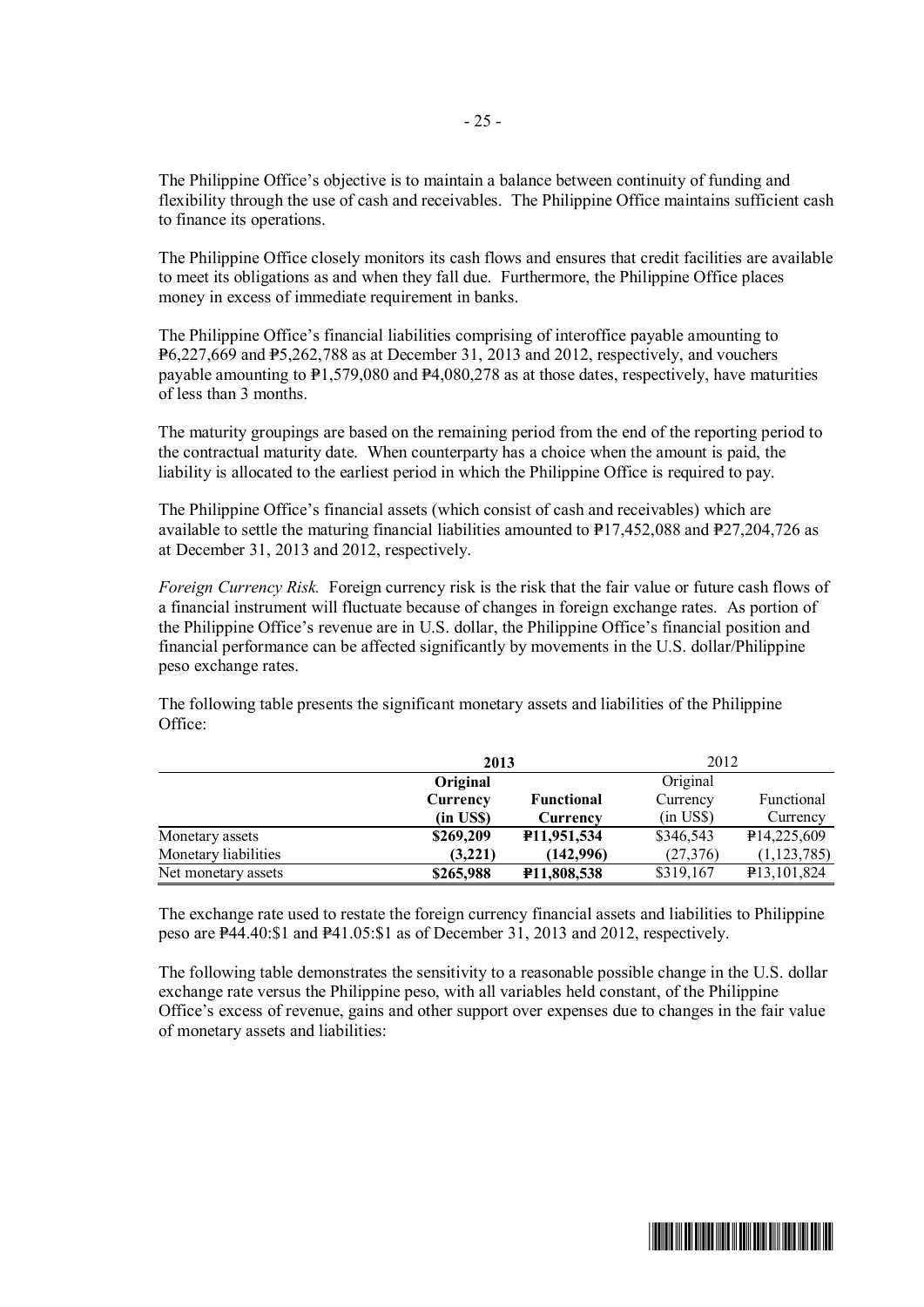The Philippine Office's objective is to maintain a balance between continuity of funding and flexibility through the use of cash and receivables. The Philippine Office maintains sufficient cash to finance its operations.

The Philippine Office closely monitors its cash flows and ensures that credit facilities are available to meet its obligations as and when they fall due. Furthermore, the Philippine Office places money in excess of immediate requirement in banks.

The Philippine Office's financial liabilities comprising of interoffice payable amounting to ₱6,227,669 and ₱5,262,788 as at December 31, 2013 and 2012, respectively, and vouchers payable amounting to ₱1,579,080 and ₱4,080,278 as at those dates, respectively, have maturities of less than 3 months.

The maturity groupings are based on the remaining period from the end of the reporting period to the contractual maturity date. When counterparty has a choice when the amount is paid, the liability is allocated to the earliest period in which the Philippine Office is required to pay.

The Philippine Office's financial assets (which consist of cash and receivables) which are available to settle the maturing financial liabilities amounted to ₱17,452,088 and ₱27,204,726 as at December 31, 2013 and 2012, respectively.

*Foreign Currency Risk.* Foreign currency risk is the risk that the fair value or future cash flows of a financial instrument will fluctuate because of changes in foreign exchange rates. As portion of the Philippine Office's revenue are in U.S. dollar, the Philippine Office's financial position and financial performance can be affected significantly by movements in the U.S. dollar/Philippine peso exchange rates.

The following table presents the significant monetary assets and liabilities of the Philippine Office:

| | **2013** | | 2012 | |
|---|---|---|---|---|
| | **Original Currency (in US$)** | **Functional Currency** | Original Currency (in US$) | Functional Currency |
| Monetary assets | **$269,209** | **₱11,951,534** | $346,543 | ₱14,225,609 |
| Monetary liabilities | **(3,221)** | **(142,996)** | (27,376) | (1,123,785) |
| Net monetary assets | **$265,988** | **₱11,808,538** | $319,167 | ₱13,101,824 |

The exchange rate used to restate the foreign currency financial assets and liabilities to Philippine peso are ₱44.40:$1 and ₱41.05:$1 as of December 31, 2013 and 2012, respectively.

The following table demonstrates the sensitivity to a reasonable possible change in the U.S. dollar exchange rate versus the Philippine peso, with all variables held constant, of the Philippine Office's excess of revenue, gains and other support over expenses due to changes in the fair value of monetary assets and liabilities: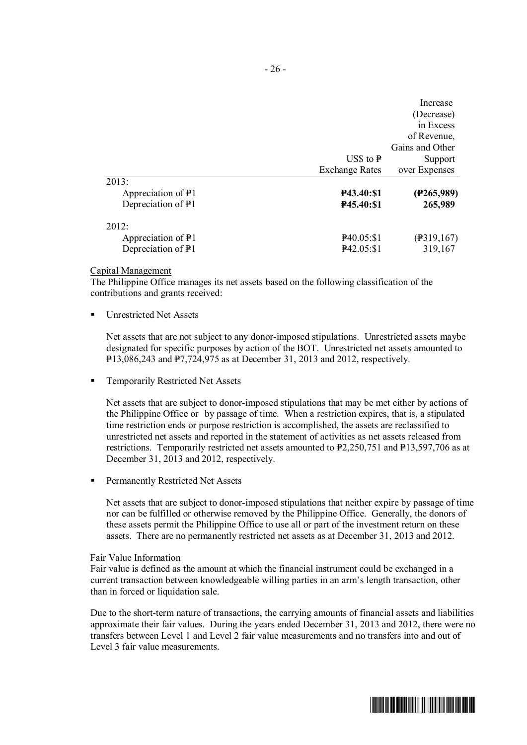| | US$ to ₱ Exchange Rates | Increase (Decrease) in Excess of Revenue, Gains and Other Support over Expenses |
|---|---|---|
| 2013: | | |
| Appreciation of ₱1 | **₱43.40:$1** | **(₱265,989)** |
| Depreciation of ₱1 | **₱45.40:$1** | **265,989** |
| 2012: | | |
| Appreciation of ₱1 | ₱40.05:$1 | (₱319,167) |
| Depreciation of ₱1 | ₱42.05:$1 | 319,167 |

Capital Management

The Philippine Office manages its net assets based on the following classification of the contributions and grants received:

- Unrestricted Net Assets

  Net assets that are not subject to any donor-imposed stipulations. Unrestricted assets maybe designated for specific purposes by action of the BOT. Unrestricted net assets amounted to ₱13,086,243 and ₱7,724,975 as at December 31, 2013 and 2012, respectively.

- Temporarily Restricted Net Assets

  Net assets that are subject to donor-imposed stipulations that may be met either by actions of the Philippine Office or by passage of time. When a restriction expires, that is, a stipulated time restriction ends or purpose restriction is accomplished, the assets are reclassified to unrestricted net assets and reported in the statement of activities as net assets released from restrictions. Temporarily restricted net assets amounted to ₱2,250,751 and ₱13,597,706 as at December 31, 2013 and 2012, respectively.

- Permanently Restricted Net Assets

  Net assets that are subject to donor-imposed stipulations that neither expire by passage of time nor can be fulfilled or otherwise removed by the Philippine Office. Generally, the donors of these assets permit the Philippine Office to use all or part of the investment return on these assets. There are no permanently restricted net assets as at December 31, 2013 and 2012.

Fair Value Information

Fair value is defined as the amount at which the financial instrument could be exchanged in a current transaction between knowledgeable willing parties in an arm's length transaction, other than in forced or liquidation sale.

Due to the short-term nature of transactions, the carrying amounts of financial assets and liabilities approximate their fair values. During the years ended December 31, 2013 and 2012, there were no transfers between Level 1 and Level 2 fair value measurements and no transfers into and out of Level 3 fair value measurements.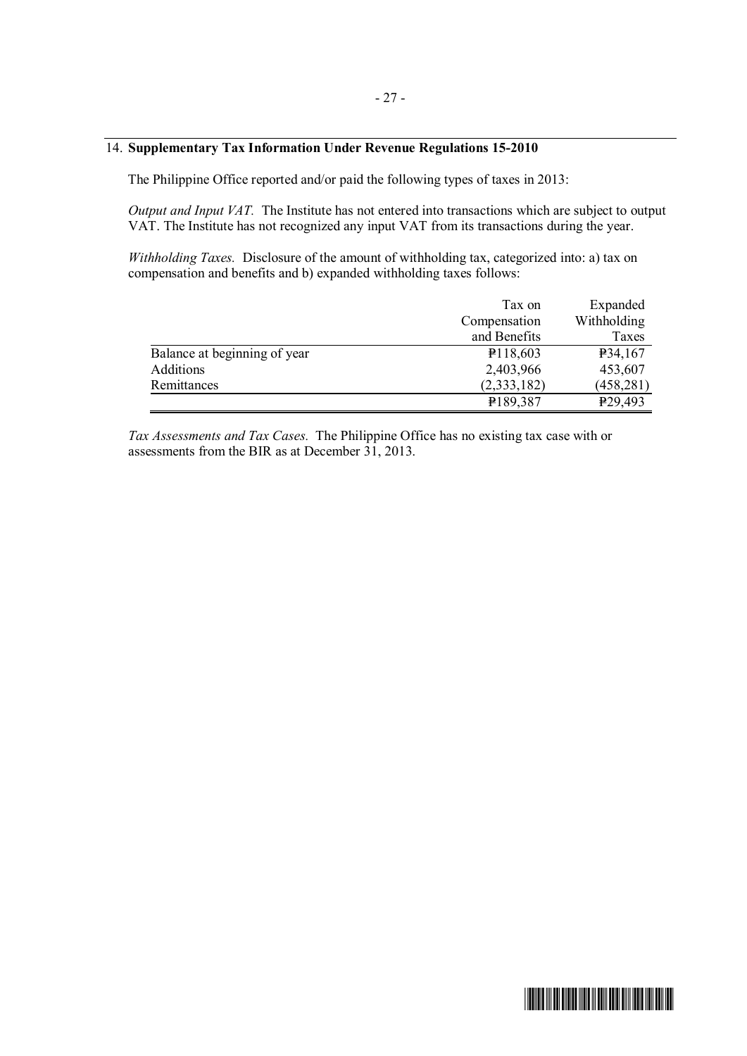## 14. **Supplementary Tax Information Under Revenue Regulations 15-2010**

The Philippine Office reported and/or paid the following types of taxes in 2013:

*Output and Input VAT.* The Institute has not entered into transactions which are subject to output VAT. The Institute has not recognized any input VAT from its transactions during the year.

*Withholding Taxes.* Disclosure of the amount of withholding tax, categorized into: a) tax on compensation and benefits and b) expanded withholding taxes follows:

| | Tax on Compensation and Benefits | Expanded Withholding Taxes |
|---|---|---|
| Balance at beginning of year | ₱118,603 | ₱34,167 |
| Additions | 2,403,966 | 453,607 |
| Remittances | (2,333,182) | (458,281) |
| | ₱189,387 | ₱29,493 |

*Tax Assessments and Tax Cases.* The Philippine Office has no existing tax case with or assessments from the BIR as at December 31, 2013.